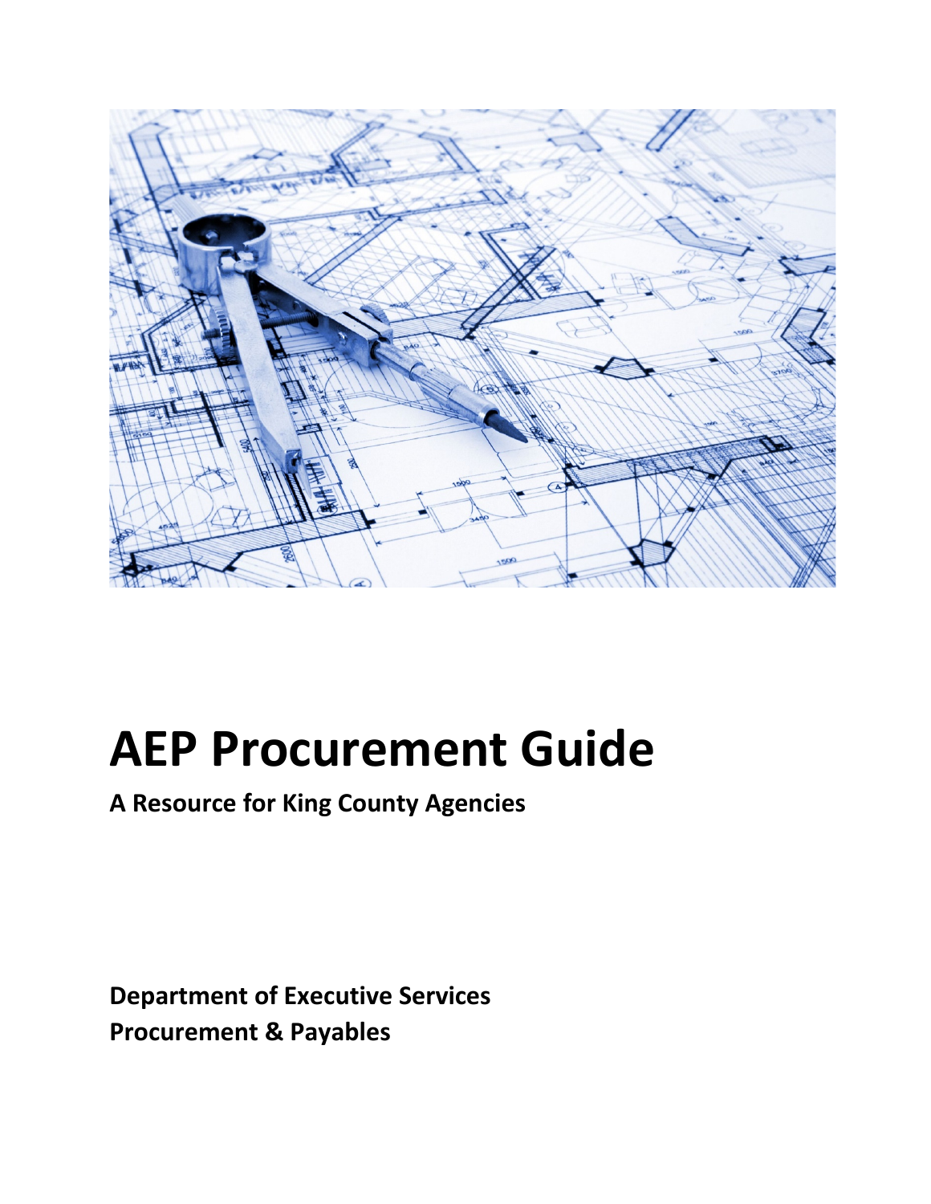# AEP Procurement Guide

**A Resource for King County Agencies**

**Department of Executive Services**
**Procurement & Payables**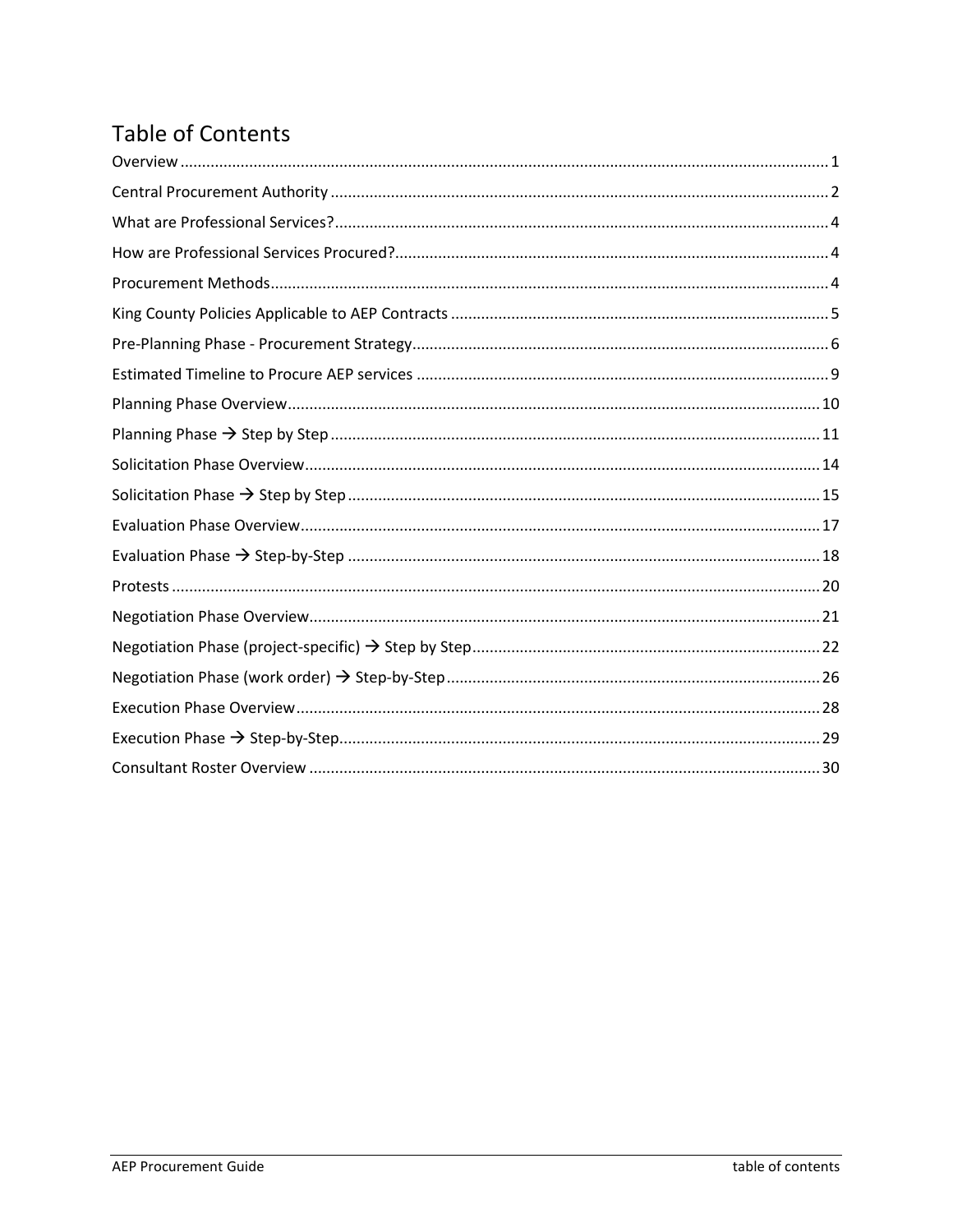# Table of Contents

Overview ..... 1
Central Procurement Authority ..... 2
What are Professional Services? ..... 4
How are Professional Services Procured? ..... 4
Procurement Methods ..... 4
King County Policies Applicable to AEP Contracts ..... 5
Pre-Planning Phase - Procurement Strategy ..... 6
Estimated Timeline to Procure AEP services ..... 9
Planning Phase Overview ..... 10
Planning Phase → Step by Step ..... 11
Solicitation Phase Overview ..... 14
Solicitation Phase → Step by Step ..... 15
Evaluation Phase Overview ..... 17
Evaluation Phase → Step-by-Step ..... 18
Protests ..... 20
Negotiation Phase Overview ..... 21
Negotiation Phase (project-specific) → Step by Step ..... 22
Negotiation Phase (work order) → Step-by-Step ..... 26
Execution Phase Overview ..... 28
Execution Phase → Step-by-Step ..... 29
Consultant Roster Overview ..... 30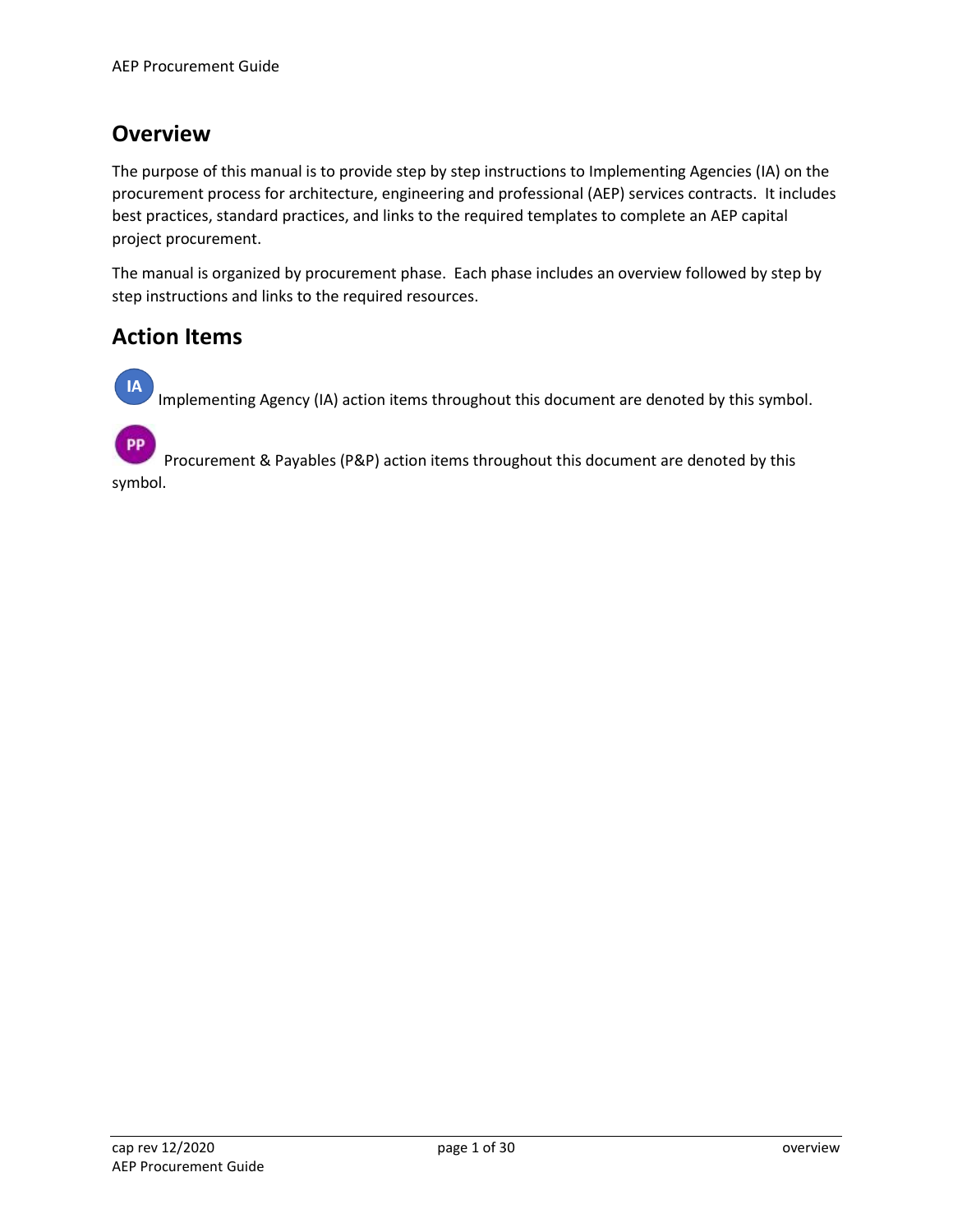## Overview

The purpose of this manual is to provide step by step instructions to Implementing Agencies (IA) on the procurement process for architecture, engineering and professional (AEP) services contracts. It includes best practices, standard practices, and links to the required templates to complete an AEP capital project procurement.

The manual is organized by procurement phase. Each phase includes an overview followed by step by step instructions and links to the required resources.

## Action Items

IA Implementing Agency (IA) action items throughout this document are denoted by this symbol.

PP Procurement & Payables (P&P) action items throughout this document are denoted by this symbol.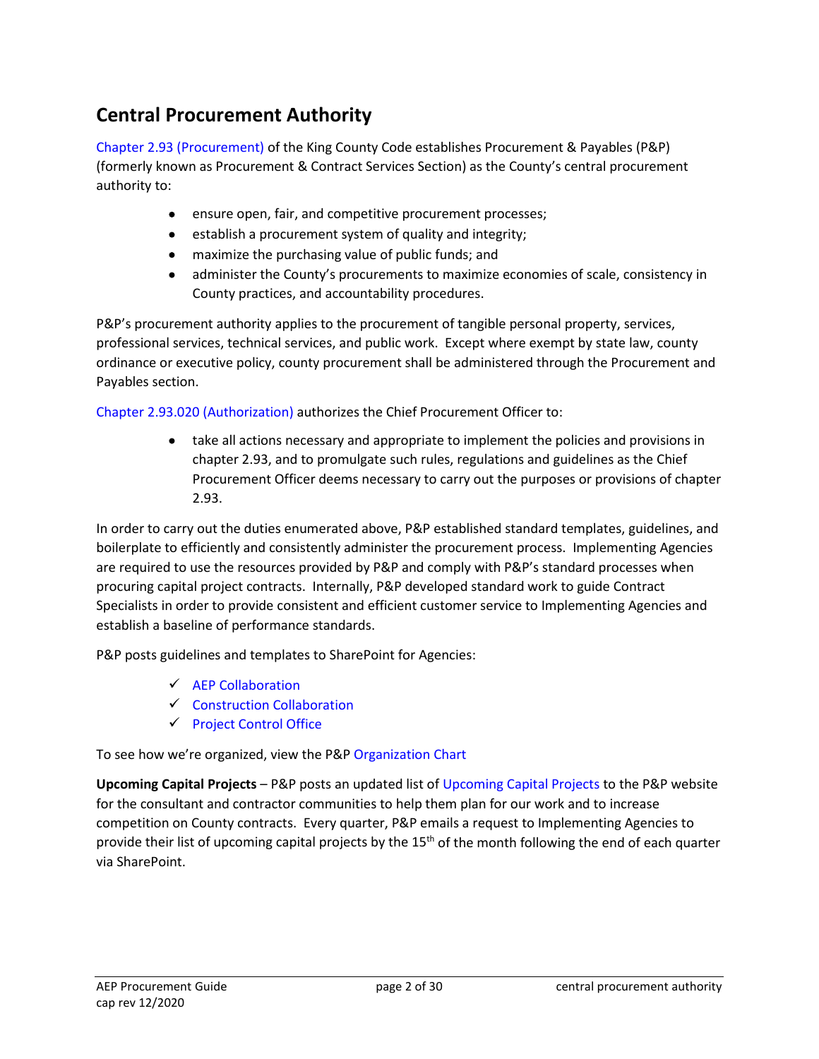## Central Procurement Authority

Chapter 2.93 (Procurement) of the King County Code establishes Procurement & Payables (P&P) (formerly known as Procurement & Contract Services Section) as the County's central procurement authority to:

- ensure open, fair, and competitive procurement processes;
- establish a procurement system of quality and integrity;
- maximize the purchasing value of public funds; and
- administer the County's procurements to maximize economies of scale, consistency in County practices, and accountability procedures.

P&P's procurement authority applies to the procurement of tangible personal property, services, professional services, technical services, and public work. Except where exempt by state law, county ordinance or executive policy, county procurement shall be administered through the Procurement and Payables section.

Chapter 2.93.020 (Authorization) authorizes the Chief Procurement Officer to:

- take all actions necessary and appropriate to implement the policies and provisions in chapter 2.93, and to promulgate such rules, regulations and guidelines as the Chief Procurement Officer deems necessary to carry out the purposes or provisions of chapter 2.93.

In order to carry out the duties enumerated above, P&P established standard templates, guidelines, and boilerplate to efficiently and consistently administer the procurement process. Implementing Agencies are required to use the resources provided by P&P and comply with P&P's standard processes when procuring capital project contracts. Internally, P&P developed standard work to guide Contract Specialists in order to provide consistent and efficient customer service to Implementing Agencies and establish a baseline of performance standards.

P&P posts guidelines and templates to SharePoint for Agencies:

- ✓ AEP Collaboration
- ✓ Construction Collaboration
- ✓ Project Control Office

To see how we're organized, view the P&P Organization Chart

**Upcoming Capital Projects** – P&P posts an updated list of Upcoming Capital Projects to the P&P website for the consultant and contractor communities to help them plan for our work and to increase competition on County contracts. Every quarter, P&P emails a request to Implementing Agencies to provide their list of upcoming capital projects by the 15th of the month following the end of each quarter via SharePoint.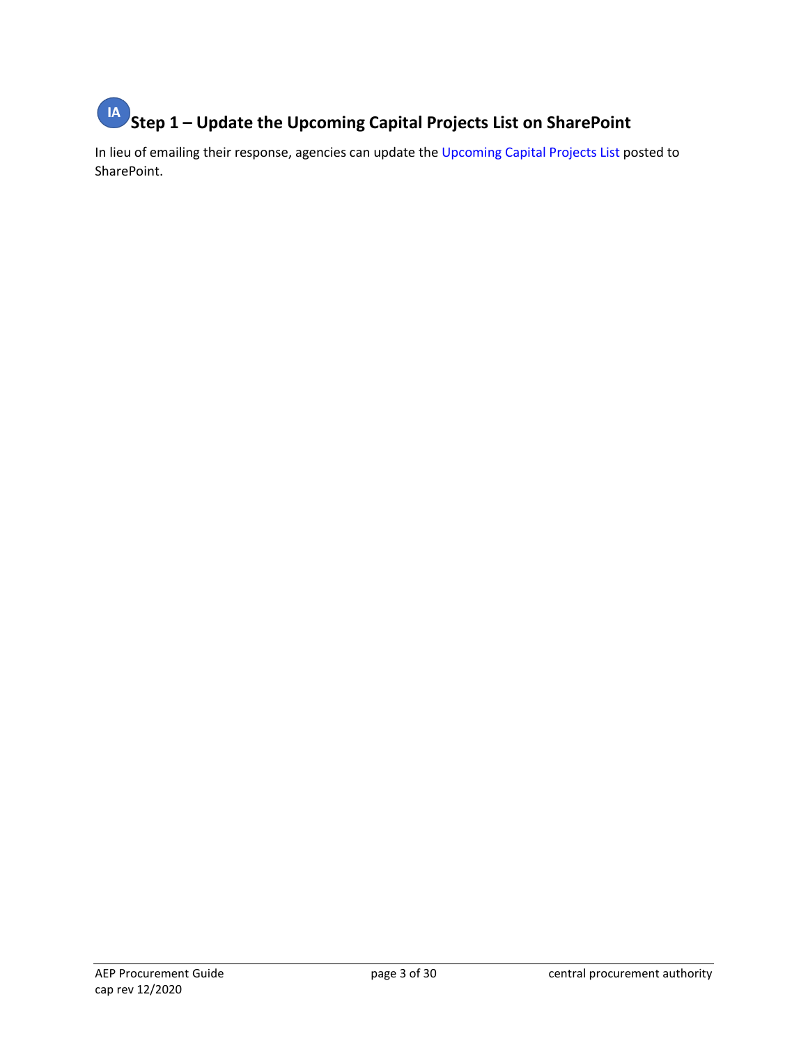## IA Step 1 – Update the Upcoming Capital Projects List on SharePoint

In lieu of emailing their response, agencies can update the Upcoming Capital Projects List posted to SharePoint.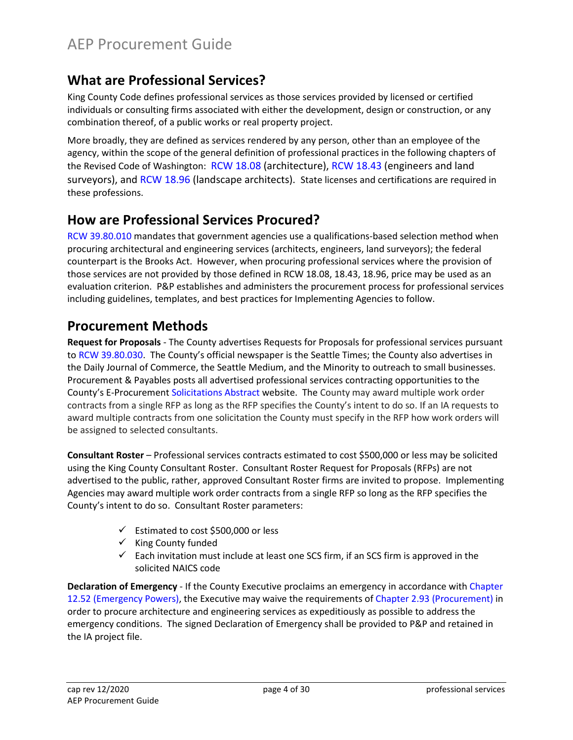## What are Professional Services?

King County Code defines professional services as those services provided by licensed or certified individuals or consulting firms associated with either the development, design or construction, or any combination thereof, of a public works or real property project.

More broadly, they are defined as services rendered by any person, other than an employee of the agency, within the scope of the general definition of professional practices in the following chapters of the Revised Code of Washington: RCW 18.08 (architecture), RCW 18.43 (engineers and land surveyors), and RCW 18.96 (landscape architects). State licenses and certifications are required in these professions.

## How are Professional Services Procured?

RCW 39.80.010 mandates that government agencies use a qualifications-based selection method when procuring architectural and engineering services (architects, engineers, land surveyors); the federal counterpart is the Brooks Act. However, when procuring professional services where the provision of those services are not provided by those defined in RCW 18.08, 18.43, 18.96, price may be used as an evaluation criterion. P&P establishes and administers the procurement process for professional services including guidelines, templates, and best practices for Implementing Agencies to follow.

## Procurement Methods

**Request for Proposals** - The County advertises Requests for Proposals for professional services pursuant to RCW 39.80.030. The County's official newspaper is the Seattle Times; the County also advertises in the Daily Journal of Commerce, the Seattle Medium, and the Minority to outreach to small businesses. Procurement & Payables posts all advertised professional services contracting opportunities to the County's E-Procurement Solicitations Abstract website. The County may award multiple work order contracts from a single RFP as long as the RFP specifies the County's intent to do so. If an IA requests to award multiple contracts from one solicitation the County must specify in the RFP how work orders will be assigned to selected consultants.

**Consultant Roster** – Professional services contracts estimated to cost $500,000 or less may be solicited using the King County Consultant Roster. Consultant Roster Request for Proposals (RFPs) are not advertised to the public, rather, approved Consultant Roster firms are invited to propose. Implementing Agencies may award multiple work order contracts from a single RFP so long as the RFP specifies the County's intent to do so. Consultant Roster parameters:

- ✓ Estimated to cost $500,000 or less
- ✓ King County funded
- ✓ Each invitation must include at least one SCS firm, if an SCS firm is approved in the solicited NAICS code

**Declaration of Emergency** - If the County Executive proclaims an emergency in accordance with Chapter 12.52 (Emergency Powers), the Executive may waive the requirements of Chapter 2.93 (Procurement) in order to procure architecture and engineering services as expeditiously as possible to address the emergency conditions. The signed Declaration of Emergency shall be provided to P&P and retained in the IA project file.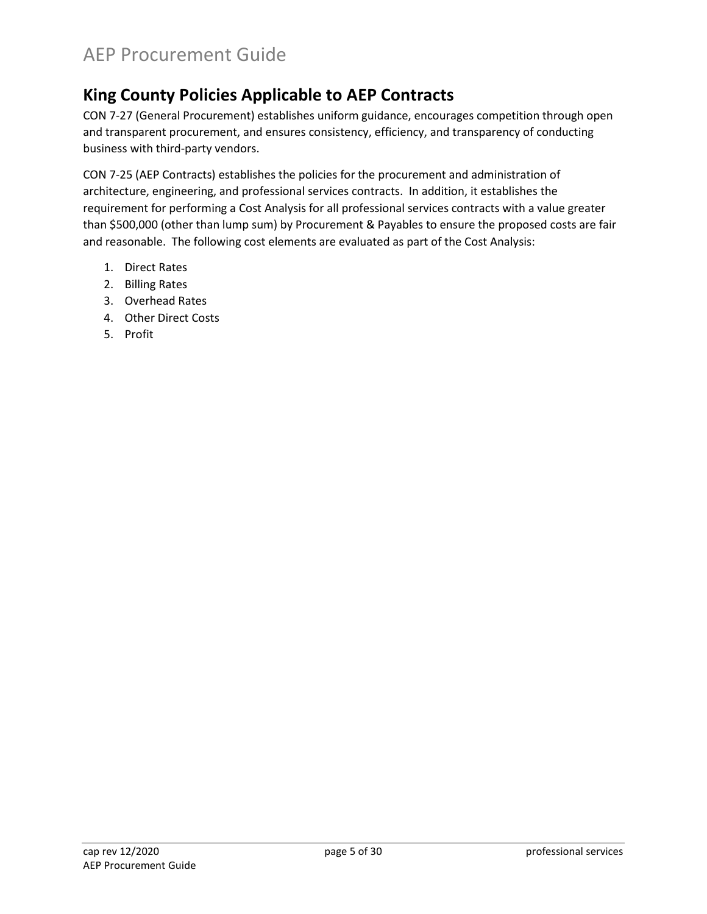## King County Policies Applicable to AEP Contracts

CON 7-27 (General Procurement) establishes uniform guidance, encourages competition through open and transparent procurement, and ensures consistency, efficiency, and transparency of conducting business with third-party vendors.

CON 7-25 (AEP Contracts) establishes the policies for the procurement and administration of architecture, engineering, and professional services contracts. In addition, it establishes the requirement for performing a Cost Analysis for all professional services contracts with a value greater than $500,000 (other than lump sum) by Procurement & Payables to ensure the proposed costs are fair and reasonable. The following cost elements are evaluated as part of the Cost Analysis:

1. Direct Rates
2. Billing Rates
3. Overhead Rates
4. Other Direct Costs
5. Profit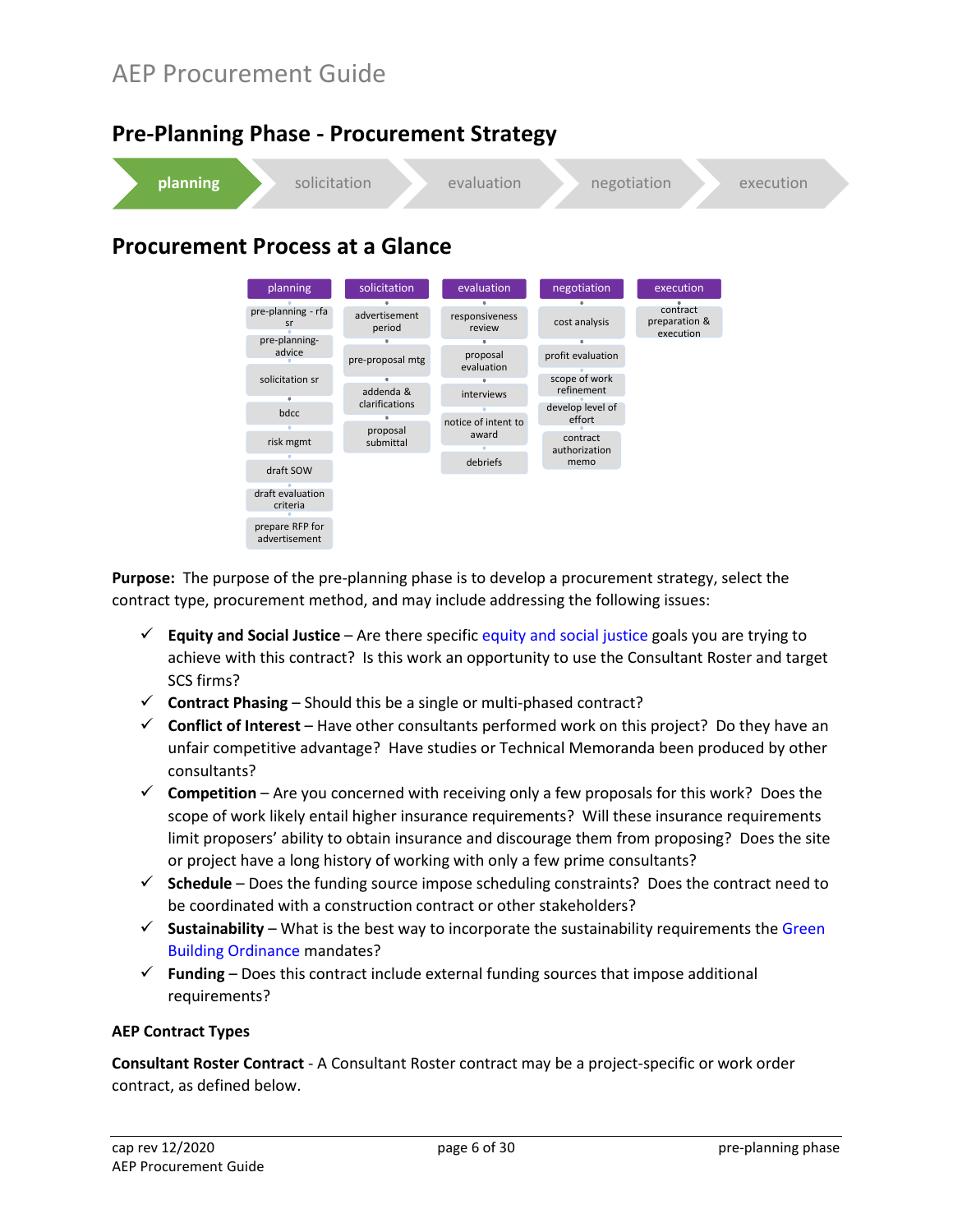# AEP Procurement Guide

## Pre-Planning Phase - Procurement Strategy

**planning** → solicitation → evaluation → negotiation → execution

## Procurement Process at a Glance

| planning | solicitation | evaluation | negotiation | execution |
|---|---|---|---|---|
| pre-planning - rfa sr | advertisement period | responsiveness review | cost analysis | contract preparation & execution |
| pre-planning-advice | pre-proposal mtg | proposal evaluation | profit evaluation | |
| solicitation sr | addenda & clarifications | interviews | scope of work refinement | |
| bdcc | proposal submittal | notice of intent to award | develop level of effort | |
| risk mgmt | | debriefs | contract authorization memo | |
| draft SOW | | | | |
| draft evaluation criteria | | | | |
| prepare RFP for advertisement | | | | |

**Purpose:** The purpose of the pre-planning phase is to develop a procurement strategy, select the contract type, procurement method, and may include addressing the following issues:

- ✓ **Equity and Social Justice** – Are there specific equity and social justice goals you are trying to achieve with this contract? Is this work an opportunity to use the Consultant Roster and target SCS firms?
- ✓ **Contract Phasing** – Should this be a single or multi-phased contract?
- ✓ **Conflict of Interest** – Have other consultants performed work on this project? Do they have an unfair competitive advantage? Have studies or Technical Memoranda been produced by other consultants?
- ✓ **Competition** – Are you concerned with receiving only a few proposals for this work? Does the scope of work likely entail higher insurance requirements? Will these insurance requirements limit proposers' ability to obtain insurance and discourage them from proposing? Does the site or project have a long history of working with only a few prime consultants?
- ✓ **Schedule** – Does the funding source impose scheduling constraints? Does the contract need to be coordinated with a construction contract or other stakeholders?
- ✓ **Sustainability** – What is the best way to incorporate the sustainability requirements the Green Building Ordinance mandates?
- ✓ **Funding** – Does this contract include external funding sources that impose additional requirements?

**AEP Contract Types**

**Consultant Roster Contract** - A Consultant Roster contract may be a project-specific or work order contract, as defined below.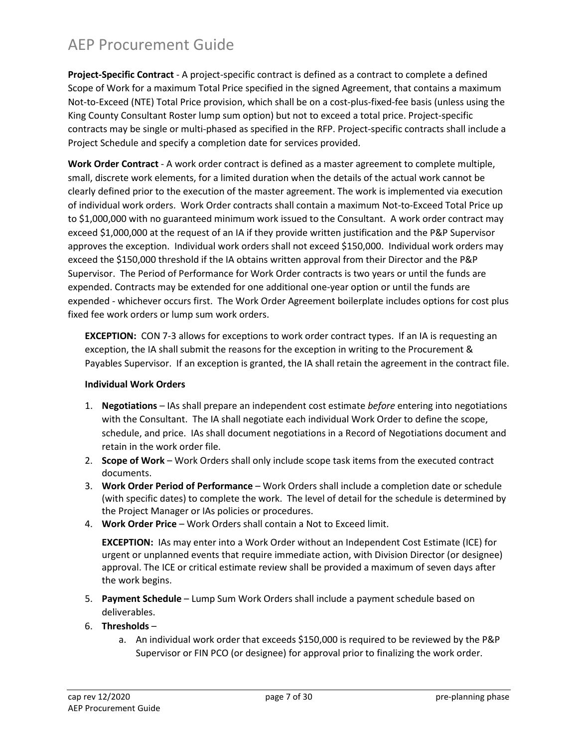**Project-Specific Contract** - A project-specific contract is defined as a contract to complete a defined Scope of Work for a maximum Total Price specified in the signed Agreement, that contains a maximum Not-to-Exceed (NTE) Total Price provision, which shall be on a cost-plus-fixed-fee basis (unless using the King County Consultant Roster lump sum option) but not to exceed a total price. Project-specific contracts may be single or multi-phased as specified in the RFP. Project-specific contracts shall include a Project Schedule and specify a completion date for services provided.

**Work Order Contract** - A work order contract is defined as a master agreement to complete multiple, small, discrete work elements, for a limited duration when the details of the actual work cannot be clearly defined prior to the execution of the master agreement. The work is implemented via execution of individual work orders. Work Order contracts shall contain a maximum Not-to-Exceed Total Price up to $1,000,000 with no guaranteed minimum work issued to the Consultant. A work order contract may exceed $1,000,000 at the request of an IA if they provide written justification and the P&P Supervisor approves the exception. Individual work orders shall not exceed $150,000. Individual work orders may exceed the $150,000 threshold if the IA obtains written approval from their Director and the P&P Supervisor. The Period of Performance for Work Order contracts is two years or until the funds are expended. Contracts may be extended for one additional one-year option or until the funds are expended - whichever occurs first. The Work Order Agreement boilerplate includes options for cost plus fixed fee work orders or lump sum work orders.

> **EXCEPTION:** CON 7-3 allows for exceptions to work order contract types. If an IA is requesting an exception, the IA shall submit the reasons for the exception in writing to the Procurement & Payables Supervisor. If an exception is granted, the IA shall retain the agreement in the contract file.

**Individual Work Orders**

1. **Negotiations** – IAs shall prepare an independent cost estimate *before* entering into negotiations with the Consultant. The IA shall negotiate each individual Work Order to define the scope, schedule, and price. IAs shall document negotiations in a Record of Negotiations document and retain in the work order file.
2. **Scope of Work** – Work Orders shall only include scope task items from the executed contract documents.
3. **Work Order Period of Performance** – Work Orders shall include a completion date or schedule (with specific dates) to complete the work. The level of detail for the schedule is determined by the Project Manager or IAs policies or procedures.
4. **Work Order Price** – Work Orders shall contain a Not to Exceed limit.

   **EXCEPTION:** IAs may enter into a Work Order without an Independent Cost Estimate (ICE) for urgent or unplanned events that require immediate action, with Division Director (or designee) approval. The ICE or critical estimate review shall be provided a maximum of seven days after the work begins.

5. **Payment Schedule** – Lump Sum Work Orders shall include a payment schedule based on deliverables.
6. **Thresholds** –
   a. An individual work order that exceeds $150,000 is required to be reviewed by the P&P Supervisor or FIN PCO (or designee) for approval prior to finalizing the work order.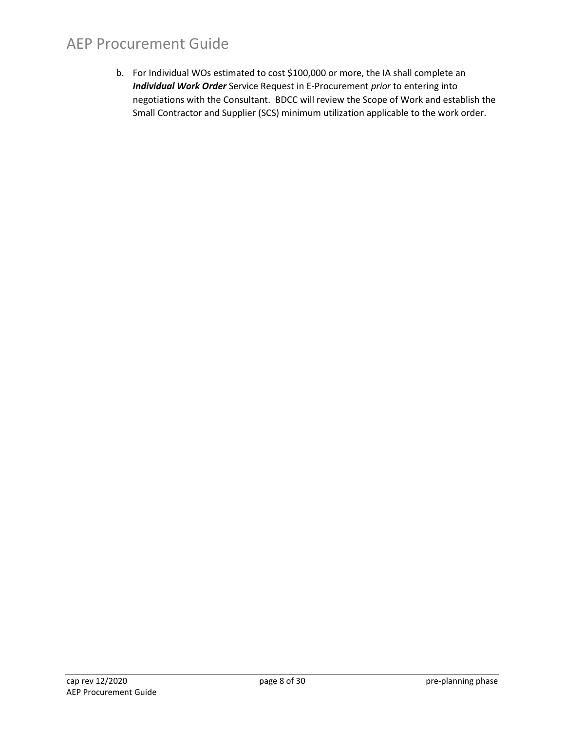b. For Individual WOs estimated to cost $100,000 or more, the IA shall complete an ***Individual Work Order*** Service Request in E-Procurement *prior* to entering into negotiations with the Consultant. BDCC will review the Scope of Work and establish the Small Contractor and Supplier (SCS) minimum utilization applicable to the work order.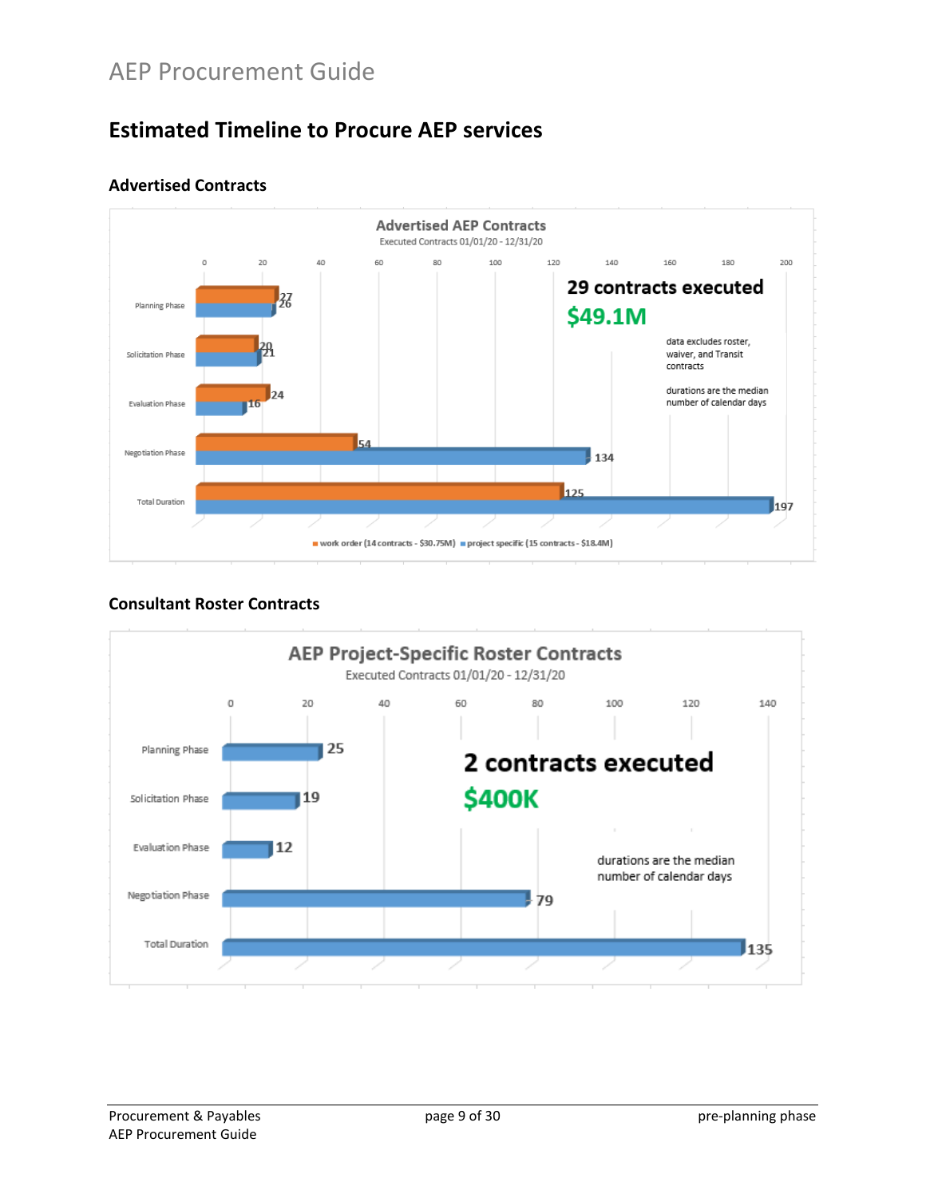## Estimated Timeline to Procure AEP services

### Advertised Contracts

**Advertised AEP Contracts**
Executed Contracts 01/01/20 - 12/31/20

| Phase | work order (14 contracts - $30.75M) | project specific (15 contracts - $18.4M) |
|---|---|---|
| Planning Phase | 27 | 26 |
| Solicitation Phase | 20 | 21 |
| Evaluation Phase | 24 | 16 |
| Negotiation Phase | 54 | 134 |
| Total Duration | 125 | 197 |

**29 contracts executed**

**$49.1M**

data excludes roster, waiver, and Transit contracts

durations are the median number of calendar days

### Consultant Roster Contracts

**AEP Project-Specific Roster Contracts**
Executed Contracts 01/01/20 - 12/31/20

| Phase | Days |
|---|---|
| Planning Phase | 25 |
| Solicitation Phase | 19 |
| Evaluation Phase | 12 |
| Negotiation Phase | 79 |
| Total Duration | 135 |

**2 contracts executed**

**$400K**

durations are the median number of calendar days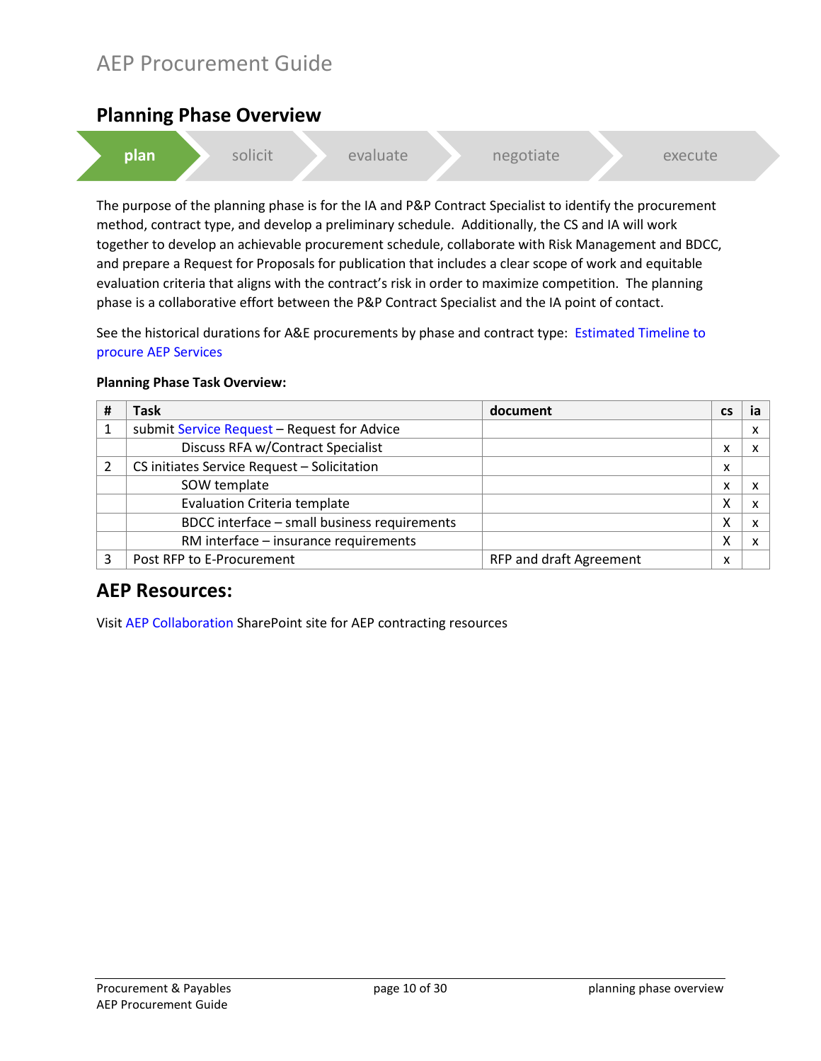## Planning Phase Overview

plan | solicit | evaluate | negotiate | execute

The purpose of the planning phase is for the IA and P&P Contract Specialist to identify the procurement method, contract type, and develop a preliminary schedule. Additionally, the CS and IA will work together to develop an achievable procurement schedule, collaborate with Risk Management and BDCC, and prepare a Request for Proposals for publication that includes a clear scope of work and equitable evaluation criteria that aligns with the contract's risk in order to maximize competition. The planning phase is a collaborative effort between the P&P Contract Specialist and the IA point of contact.

See the historical durations for A&E procurements by phase and contract type: Estimated Timeline to procure AEP Services

**Planning Phase Task Overview:**

| # | Task | document | cs | ia |
|---|---|---|---|---|
| 1 | submit Service Request – Request for Advice | | | x |
| | Discuss RFA w/Contract Specialist | | x | x |
| 2 | CS initiates Service Request – Solicitation | | x | |
| | SOW template | | x | x |
| | Evaluation Criteria template | | X | x |
| | BDCC interface – small business requirements | | X | x |
| | RM interface – insurance requirements | | X | x |
| 3 | Post RFP to E-Procurement | RFP and draft Agreement | x | |

## AEP Resources:

Visit AEP Collaboration SharePoint site for AEP contracting resources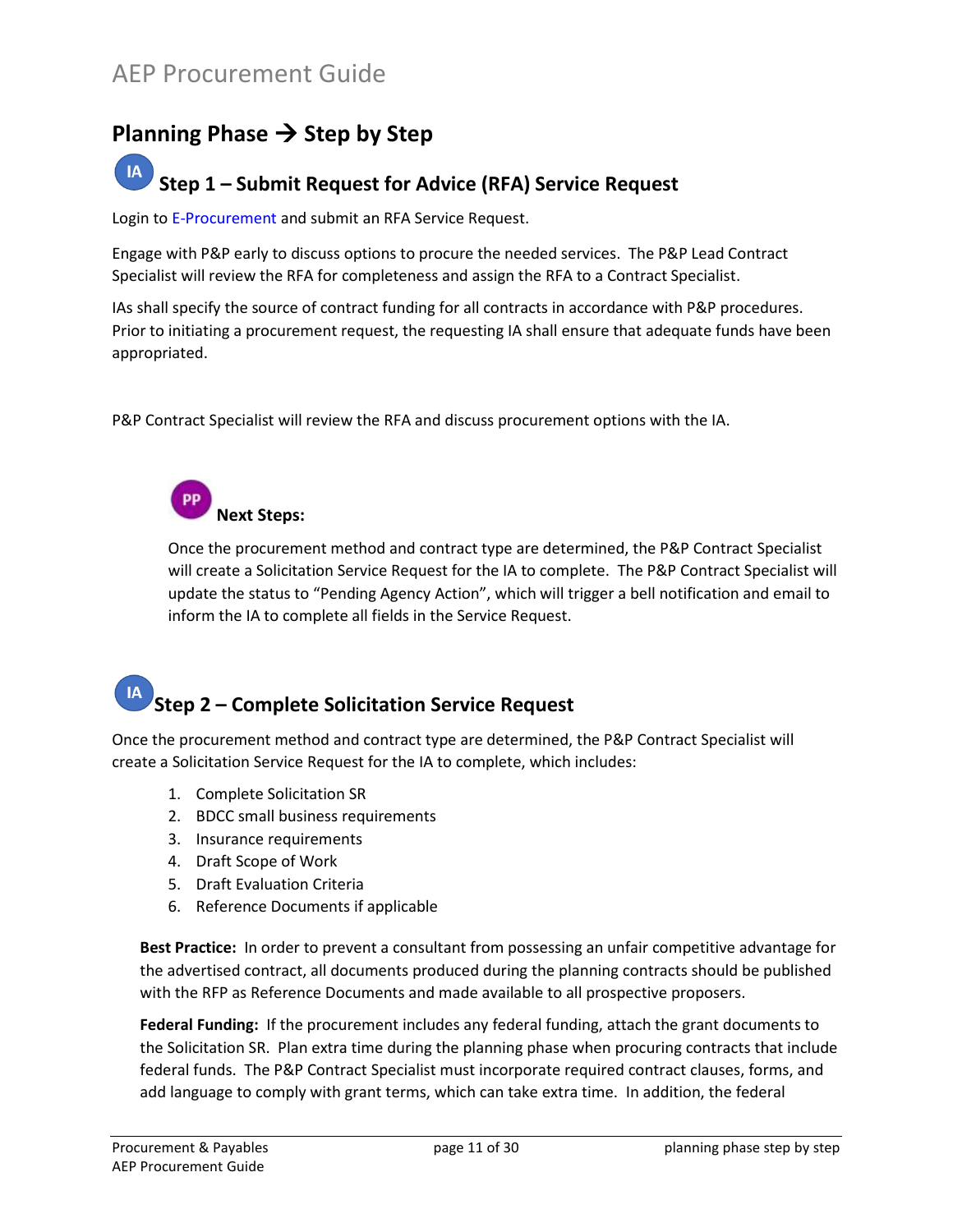## Planning Phase → Step by Step

### IA Step 1 – Submit Request for Advice (RFA) Service Request

Login to E-Procurement and submit an RFA Service Request.

Engage with P&P early to discuss options to procure the needed services. The P&P Lead Contract Specialist will review the RFA for completeness and assign the RFA to a Contract Specialist.

IAs shall specify the source of contract funding for all contracts in accordance with P&P procedures. Prior to initiating a procurement request, the requesting IA shall ensure that adequate funds have been appropriated.

P&P Contract Specialist will review the RFA and discuss procurement options with the IA.

**PP Next Steps:**

Once the procurement method and contract type are determined, the P&P Contract Specialist will create a Solicitation Service Request for the IA to complete. The P&P Contract Specialist will update the status to "Pending Agency Action", which will trigger a bell notification and email to inform the IA to complete all fields in the Service Request.

### IA Step 2 – Complete Solicitation Service Request

Once the procurement method and contract type are determined, the P&P Contract Specialist will create a Solicitation Service Request for the IA to complete, which includes:

1. Complete Solicitation SR
2. BDCC small business requirements
3. Insurance requirements
4. Draft Scope of Work
5. Draft Evaluation Criteria
6. Reference Documents if applicable

**Best Practice:** In order to prevent a consultant from possessing an unfair competitive advantage for the advertised contract, all documents produced during the planning contracts should be published with the RFP as Reference Documents and made available to all prospective proposers.

**Federal Funding:** If the procurement includes any federal funding, attach the grant documents to the Solicitation SR. Plan extra time during the planning phase when procuring contracts that include federal funds. The P&P Contract Specialist must incorporate required contract clauses, forms, and add language to comply with grant terms, which can take extra time. In addition, the federal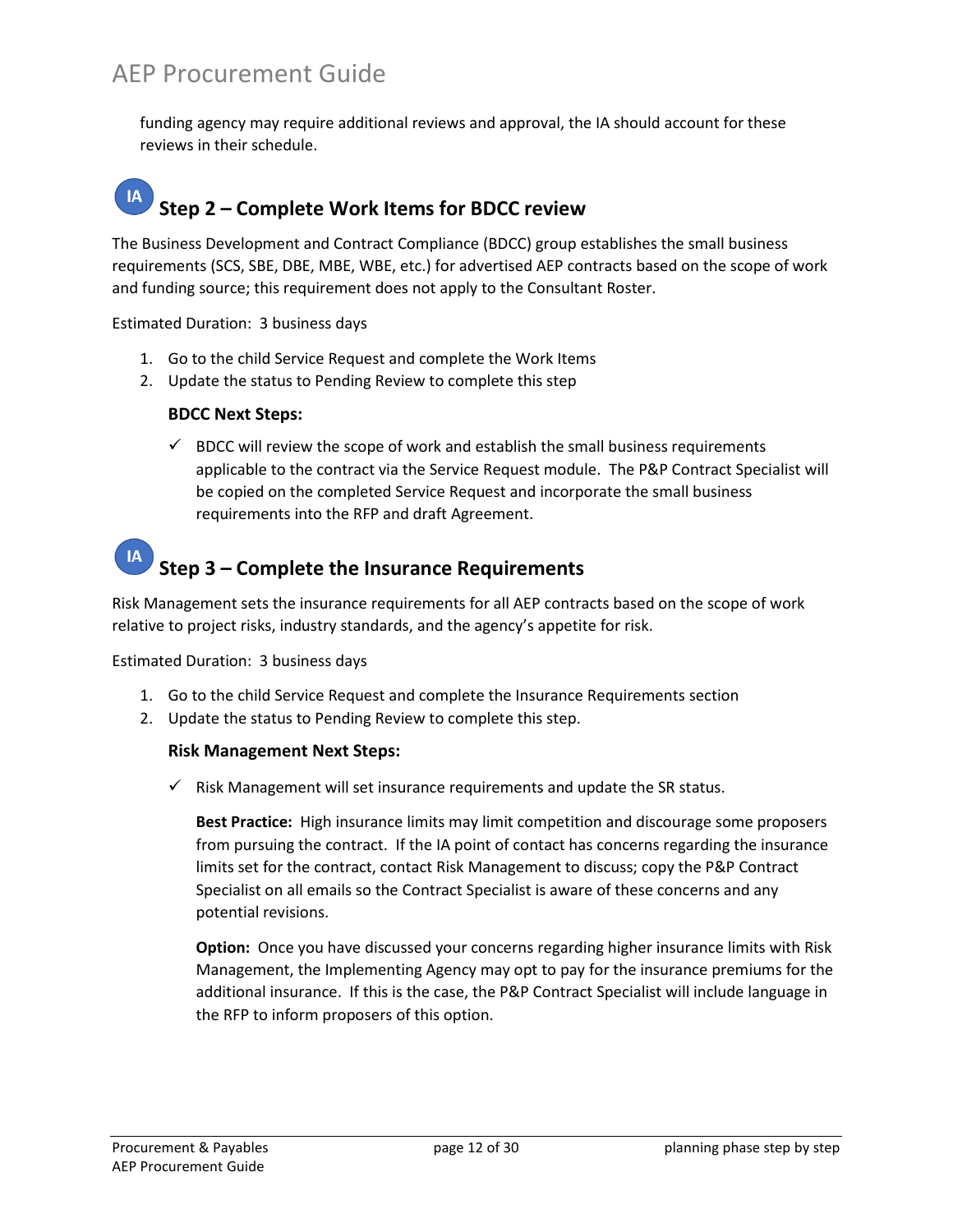funding agency may require additional reviews and approval, the IA should account for these reviews in their schedule.

## IA Step 2 – Complete Work Items for BDCC review

The Business Development and Contract Compliance (BDCC) group establishes the small business requirements (SCS, SBE, DBE, MBE, WBE, etc.) for advertised AEP contracts based on the scope of work and funding source; this requirement does not apply to the Consultant Roster.

Estimated Duration: 3 business days

1. Go to the child Service Request and complete the Work Items
2. Update the status to Pending Review to complete this step

### BDCC Next Steps:

- ✓ BDCC will review the scope of work and establish the small business requirements applicable to the contract via the Service Request module. The P&P Contract Specialist will be copied on the completed Service Request and incorporate the small business requirements into the RFP and draft Agreement.

## IA Step 3 – Complete the Insurance Requirements

Risk Management sets the insurance requirements for all AEP contracts based on the scope of work relative to project risks, industry standards, and the agency's appetite for risk.

Estimated Duration: 3 business days

1. Go to the child Service Request and complete the Insurance Requirements section
2. Update the status to Pending Review to complete this step.

### Risk Management Next Steps:

- ✓ Risk Management will set insurance requirements and update the SR status.

  **Best Practice:** High insurance limits may limit competition and discourage some proposers from pursuing the contract. If the IA point of contact has concerns regarding the insurance limits set for the contract, contact Risk Management to discuss; copy the P&P Contract Specialist on all emails so the Contract Specialist is aware of these concerns and any potential revisions.

  **Option:** Once you have discussed your concerns regarding higher insurance limits with Risk Management, the Implementing Agency may opt to pay for the insurance premiums for the additional insurance. If this is the case, the P&P Contract Specialist will include language in the RFP to inform proposers of this option.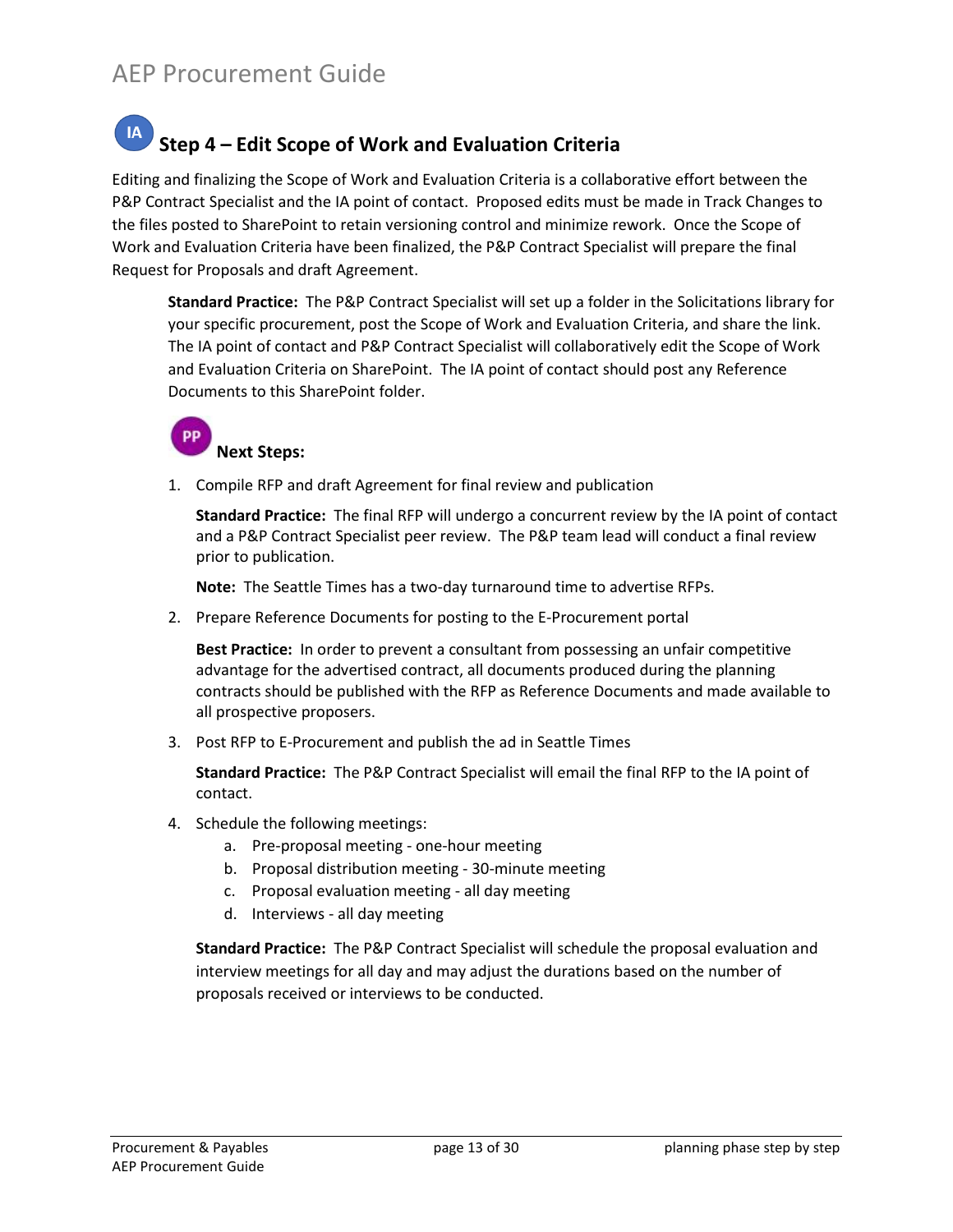## IA Step 4 – Edit Scope of Work and Evaluation Criteria

Editing and finalizing the Scope of Work and Evaluation Criteria is a collaborative effort between the P&P Contract Specialist and the IA point of contact. Proposed edits must be made in Track Changes to the files posted to SharePoint to retain versioning control and minimize rework. Once the Scope of Work and Evaluation Criteria have been finalized, the P&P Contract Specialist will prepare the final Request for Proposals and draft Agreement.

> **Standard Practice:** The P&P Contract Specialist will set up a folder in the Solicitations library for your specific procurement, post the Scope of Work and Evaluation Criteria, and share the link. The IA point of contact and P&P Contract Specialist will collaboratively edit the Scope of Work and Evaluation Criteria on SharePoint. The IA point of contact should post any Reference Documents to this SharePoint folder.

### PP Next Steps:

1. Compile RFP and draft Agreement for final review and publication

   **Standard Practice:** The final RFP will undergo a concurrent review by the IA point of contact and a P&P Contract Specialist peer review. The P&P team lead will conduct a final review prior to publication.

   **Note:** The Seattle Times has a two-day turnaround time to advertise RFPs.

2. Prepare Reference Documents for posting to the E-Procurement portal

   **Best Practice:** In order to prevent a consultant from possessing an unfair competitive advantage for the advertised contract, all documents produced during the planning contracts should be published with the RFP as Reference Documents and made available to all prospective proposers.

3. Post RFP to E-Procurement and publish the ad in Seattle Times

   **Standard Practice:** The P&P Contract Specialist will email the final RFP to the IA point of contact.

4. Schedule the following meetings:
   a. Pre-proposal meeting - one-hour meeting
   b. Proposal distribution meeting - 30-minute meeting
   c. Proposal evaluation meeting - all day meeting
   d. Interviews - all day meeting

   **Standard Practice:** The P&P Contract Specialist will schedule the proposal evaluation and interview meetings for all day and may adjust the durations based on the number of proposals received or interviews to be conducted.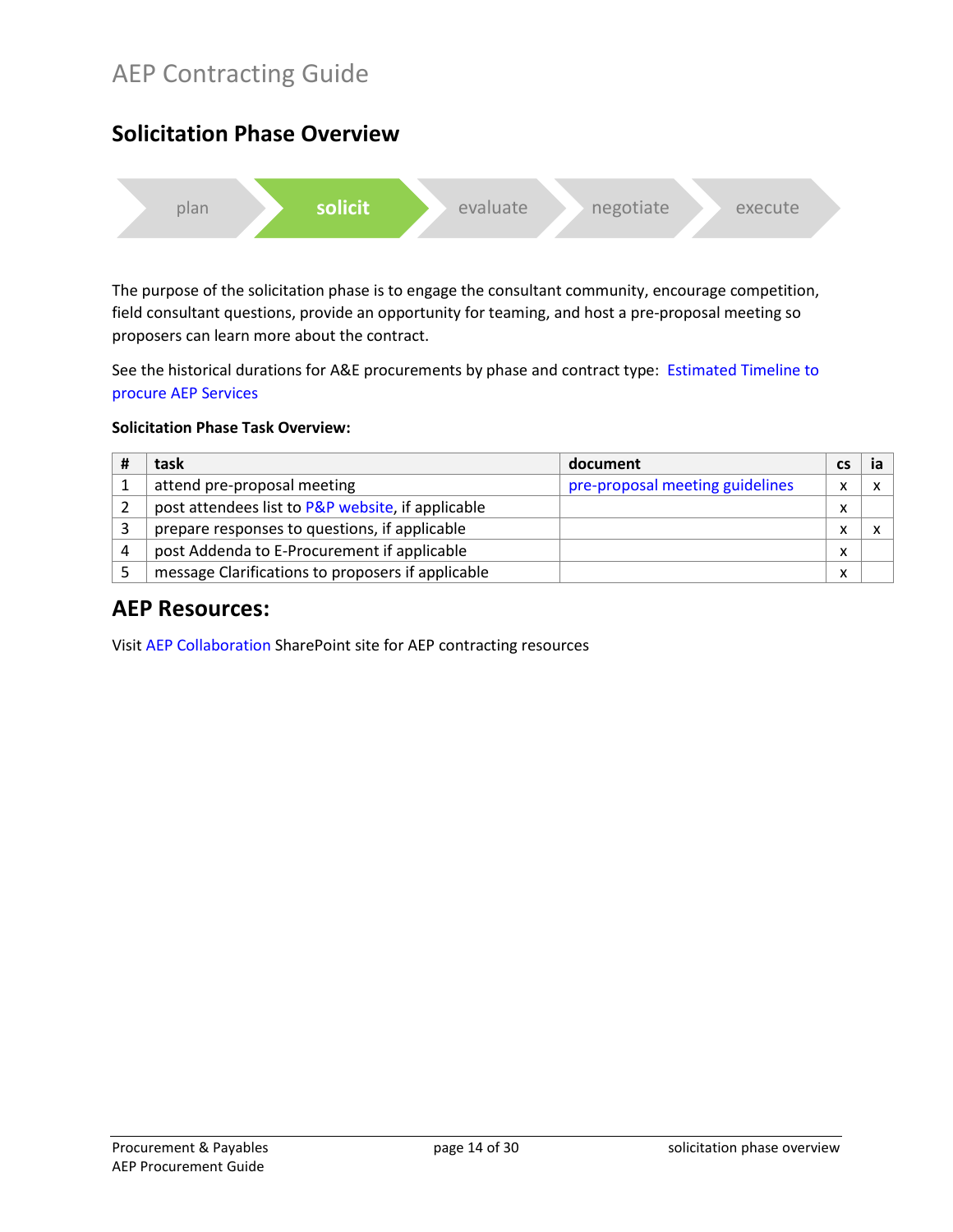# AEP Contracting Guide

## Solicitation Phase Overview

plan | **solicit** | evaluate | negotiate | execute

The purpose of the solicitation phase is to engage the consultant community, encourage competition, field consultant questions, provide an opportunity for teaming, and host a pre-proposal meeting so proposers can learn more about the contract.

See the historical durations for A&E procurements by phase and contract type: Estimated Timeline to procure AEP Services

**Solicitation Phase Task Overview:**

| # | task | document | cs | ia |
|---|---|---|---|---|
| 1 | attend pre-proposal meeting | pre-proposal meeting guidelines | x | x |
| 2 | post attendees list to P&P website, if applicable | | x | |
| 3 | prepare responses to questions, if applicable | | x | x |
| 4 | post Addenda to E-Procurement if applicable | | x | |
| 5 | message Clarifications to proposers if applicable | | x | |

## AEP Resources:

Visit AEP Collaboration SharePoint site for AEP contracting resources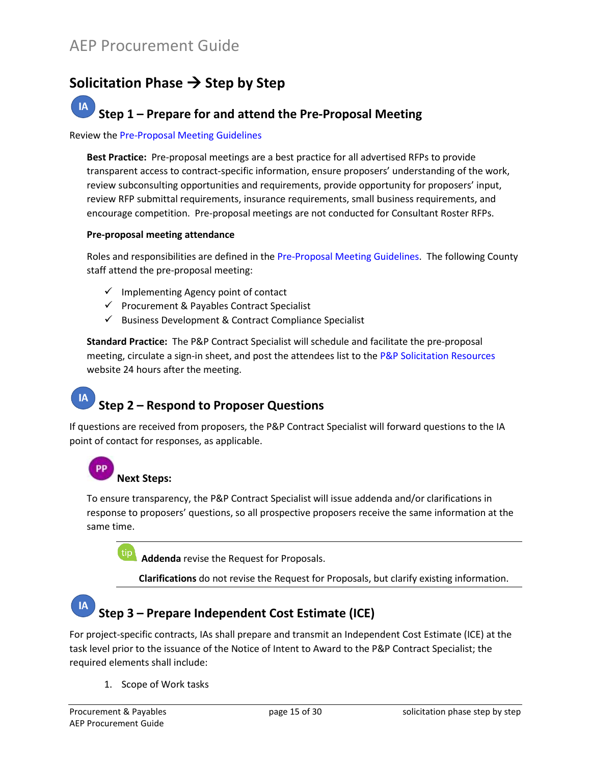## Solicitation Phase → Step by Step

### IA Step 1 – Prepare for and attend the Pre-Proposal Meeting

Review the Pre-Proposal Meeting Guidelines

**Best Practice:** Pre-proposal meetings are a best practice for all advertised RFPs to provide transparent access to contract-specific information, ensure proposers' understanding of the work, review subconsulting opportunities and requirements, provide opportunity for proposers' input, review RFP submittal requirements, insurance requirements, small business requirements, and encourage competition. Pre-proposal meetings are not conducted for Consultant Roster RFPs.

**Pre-proposal meeting attendance**

Roles and responsibilities are defined in the Pre-Proposal Meeting Guidelines. The following County staff attend the pre-proposal meeting:

- ✓ Implementing Agency point of contact
- ✓ Procurement & Payables Contract Specialist
- ✓ Business Development & Contract Compliance Specialist

**Standard Practice:** The P&P Contract Specialist will schedule and facilitate the pre-proposal meeting, circulate a sign-in sheet, and post the attendees list to the P&P Solicitation Resources website 24 hours after the meeting.

### IA Step 2 – Respond to Proposer Questions

If questions are received from proposers, the P&P Contract Specialist will forward questions to the IA point of contact for responses, as applicable.

**PP Next Steps:**

To ensure transparency, the P&P Contract Specialist will issue addenda and/or clarifications in response to proposers' questions, so all prospective proposers receive the same information at the same time.

> tip **Addenda** revise the Request for Proposals.
>
> **Clarifications** do not revise the Request for Proposals, but clarify existing information.

### IA Step 3 – Prepare Independent Cost Estimate (ICE)

For project-specific contracts, IAs shall prepare and transmit an Independent Cost Estimate (ICE) at the task level prior to the issuance of the Notice of Intent to Award to the P&P Contract Specialist; the required elements shall include:

1. Scope of Work tasks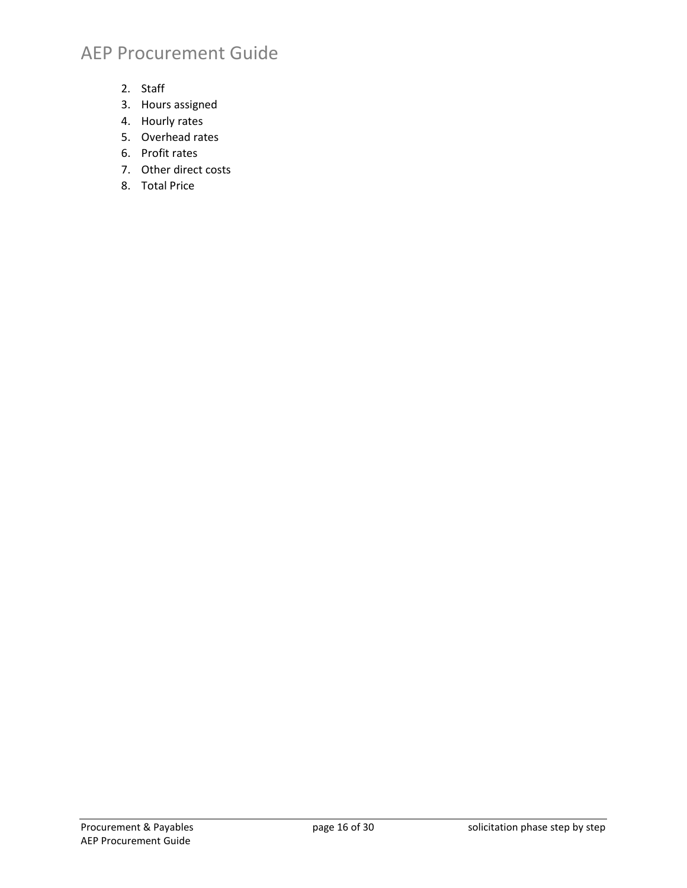2. Staff
3. Hours assigned
4. Hourly rates
5. Overhead rates
6. Profit rates
7. Other direct costs
8. Total Price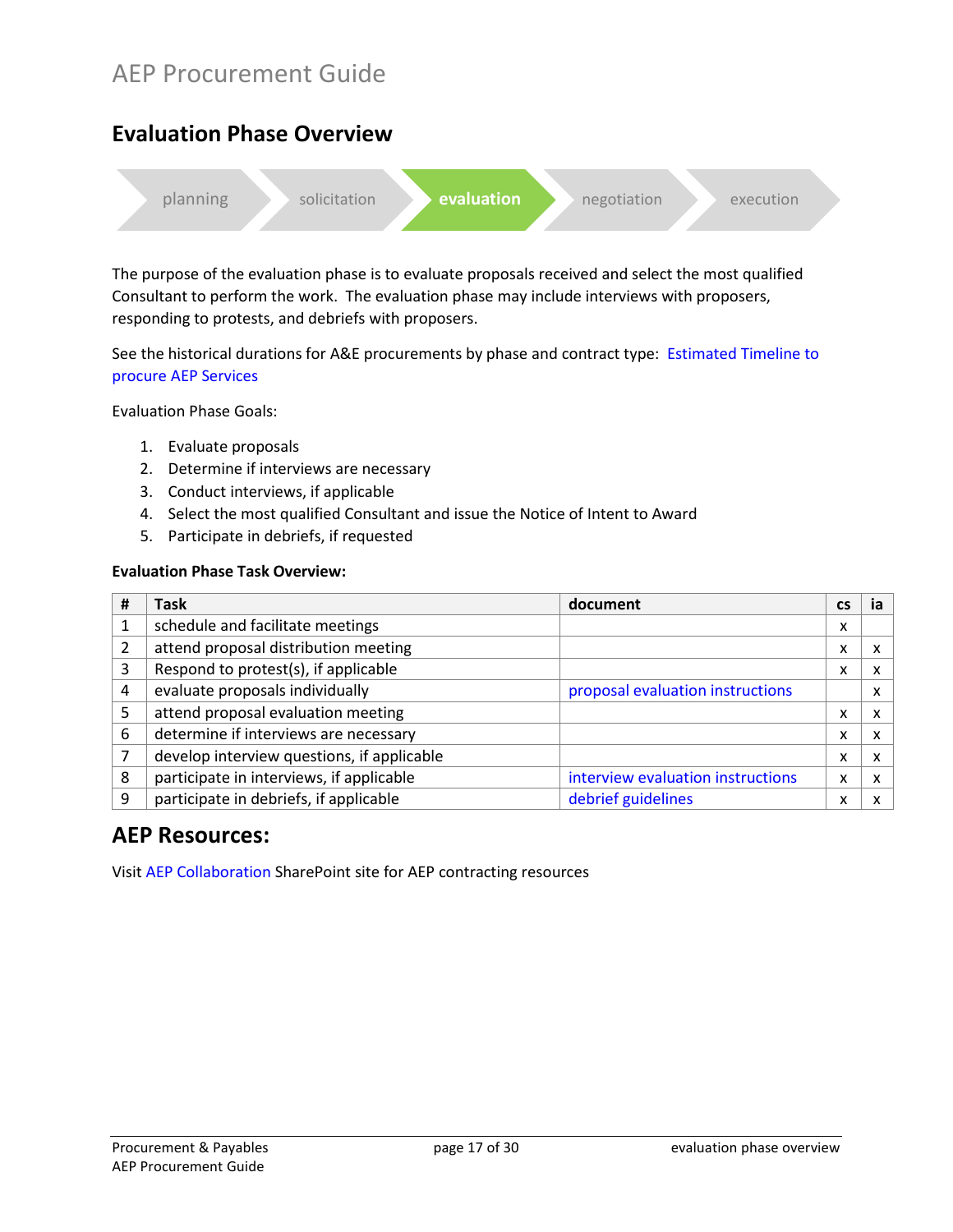## Evaluation Phase Overview

planning → solicitation → **evaluation** → negotiation → execution

The purpose of the evaluation phase is to evaluate proposals received and select the most qualified Consultant to perform the work. The evaluation phase may include interviews with proposers, responding to protests, and debriefs with proposers.

See the historical durations for A&E procurements by phase and contract type: Estimated Timeline to procure AEP Services

Evaluation Phase Goals:

1. Evaluate proposals
2. Determine if interviews are necessary
3. Conduct interviews, if applicable
4. Select the most qualified Consultant and issue the Notice of Intent to Award
5. Participate in debriefs, if requested

**Evaluation Phase Task Overview:**

| # | Task | document | cs | ia |
|---|---|---|---|---|
| 1 | schedule and facilitate meetings | | x | |
| 2 | attend proposal distribution meeting | | x | x |
| 3 | Respond to protest(s), if applicable | | x | x |
| 4 | evaluate proposals individually | proposal evaluation instructions | | x |
| 5 | attend proposal evaluation meeting | | x | x |
| 6 | determine if interviews are necessary | | x | x |
| 7 | develop interview questions, if applicable | | x | x |
| 8 | participate in interviews, if applicable | interview evaluation instructions | x | x |
| 9 | participate in debriefs, if applicable | debrief guidelines | x | x |

## AEP Resources:

Visit AEP Collaboration SharePoint site for AEP contracting resources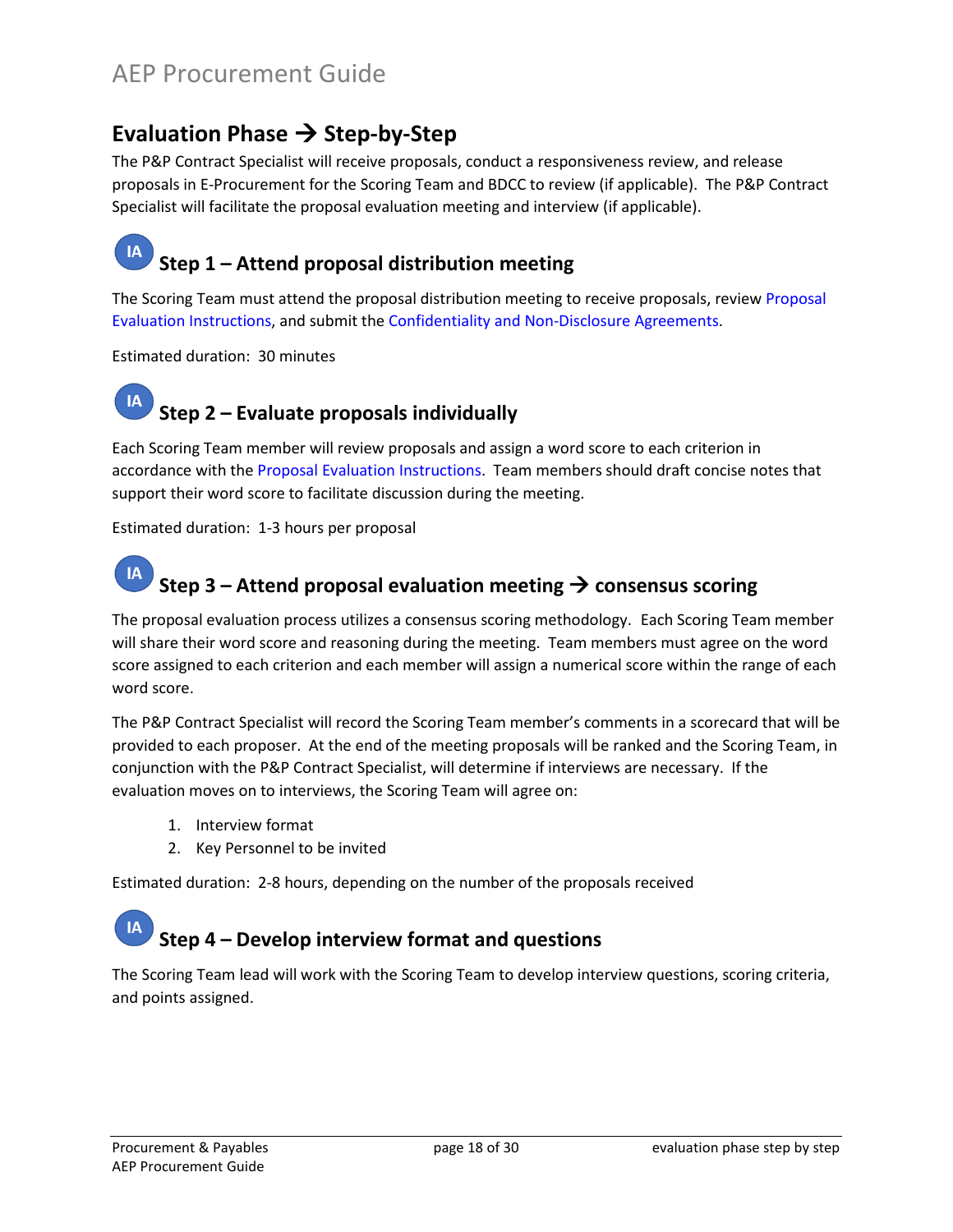## Evaluation Phase → Step-by-Step

The P&P Contract Specialist will receive proposals, conduct a responsiveness review, and release proposals in E-Procurement for the Scoring Team and BDCC to review (if applicable). The P&P Contract Specialist will facilitate the proposal evaluation meeting and interview (if applicable).

### IA Step 1 – Attend proposal distribution meeting

The Scoring Team must attend the proposal distribution meeting to receive proposals, review Proposal Evaluation Instructions, and submit the Confidentiality and Non-Disclosure Agreements.

Estimated duration: 30 minutes

### IA Step 2 – Evaluate proposals individually

Each Scoring Team member will review proposals and assign a word score to each criterion in accordance with the Proposal Evaluation Instructions. Team members should draft concise notes that support their word score to facilitate discussion during the meeting.

Estimated duration: 1-3 hours per proposal

### IA Step 3 – Attend proposal evaluation meeting → consensus scoring

The proposal evaluation process utilizes a consensus scoring methodology. Each Scoring Team member will share their word score and reasoning during the meeting. Team members must agree on the word score assigned to each criterion and each member will assign a numerical score within the range of each word score.

The P&P Contract Specialist will record the Scoring Team member's comments in a scorecard that will be provided to each proposer. At the end of the meeting proposals will be ranked and the Scoring Team, in conjunction with the P&P Contract Specialist, will determine if interviews are necessary. If the evaluation moves on to interviews, the Scoring Team will agree on:

1. Interview format
2. Key Personnel to be invited

Estimated duration: 2-8 hours, depending on the number of the proposals received

### IA Step 4 – Develop interview format and questions

The Scoring Team lead will work with the Scoring Team to develop interview questions, scoring criteria, and points assigned.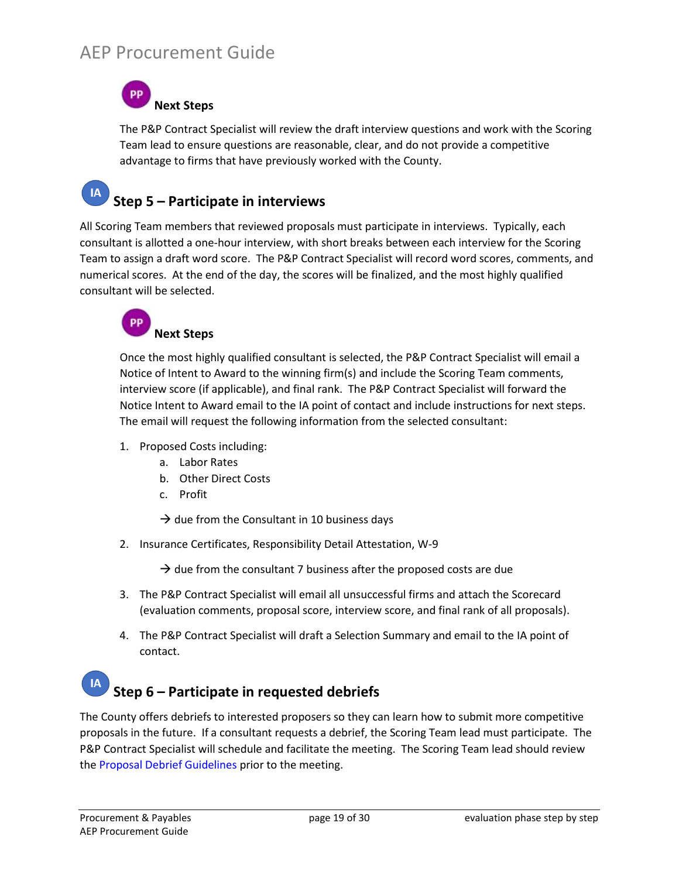PP

### Next Steps

The P&P Contract Specialist will review the draft interview questions and work with the Scoring Team lead to ensure questions are reasonable, clear, and do not provide a competitive advantage to firms that have previously worked with the County.

IA

## Step 5 – Participate in interviews

All Scoring Team members that reviewed proposals must participate in interviews. Typically, each consultant is allotted a one-hour interview, with short breaks between each interview for the Scoring Team to assign a draft word score. The P&P Contract Specialist will record word scores, comments, and numerical scores. At the end of the day, the scores will be finalized, and the most highly qualified consultant will be selected.

PP

### Next Steps

Once the most highly qualified consultant is selected, the P&P Contract Specialist will email a Notice of Intent to Award to the winning firm(s) and include the Scoring Team comments, interview score (if applicable), and final rank. The P&P Contract Specialist will forward the Notice Intent to Award email to the IA point of contact and include instructions for next steps. The email will request the following information from the selected consultant:

1. Proposed Costs including:
    a. Labor Rates
    b. Other Direct Costs
    c. Profit

    → due from the Consultant in 10 business days

2. Insurance Certificates, Responsibility Detail Attestation, W-9

    → due from the consultant 7 business after the proposed costs are due

3. The P&P Contract Specialist will email all unsuccessful firms and attach the Scorecard (evaluation comments, proposal score, interview score, and final rank of all proposals).

4. The P&P Contract Specialist will draft a Selection Summary and email to the IA point of contact.

IA

## Step 6 – Participate in requested debriefs

The County offers debriefs to interested proposers so they can learn how to submit more competitive proposals in the future. If a consultant requests a debrief, the Scoring Team lead must participate. The P&P Contract Specialist will schedule and facilitate the meeting. The Scoring Team lead should review the Proposal Debrief Guidelines prior to the meeting.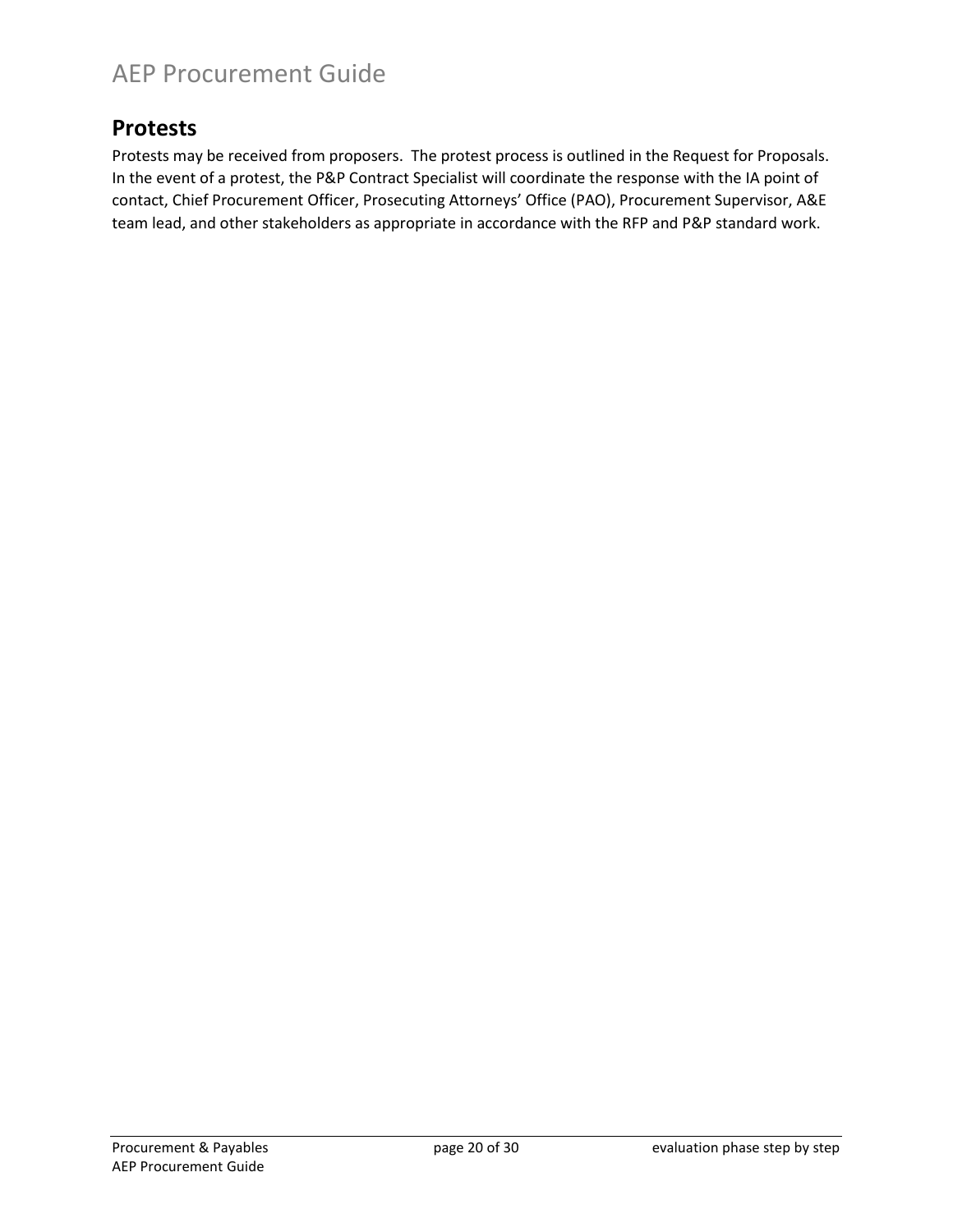## Protests

Protests may be received from proposers. The protest process is outlined in the Request for Proposals. In the event of a protest, the P&P Contract Specialist will coordinate the response with the IA point of contact, Chief Procurement Officer, Prosecuting Attorneys' Office (PAO), Procurement Supervisor, A&E team lead, and other stakeholders as appropriate in accordance with the RFP and P&P standard work.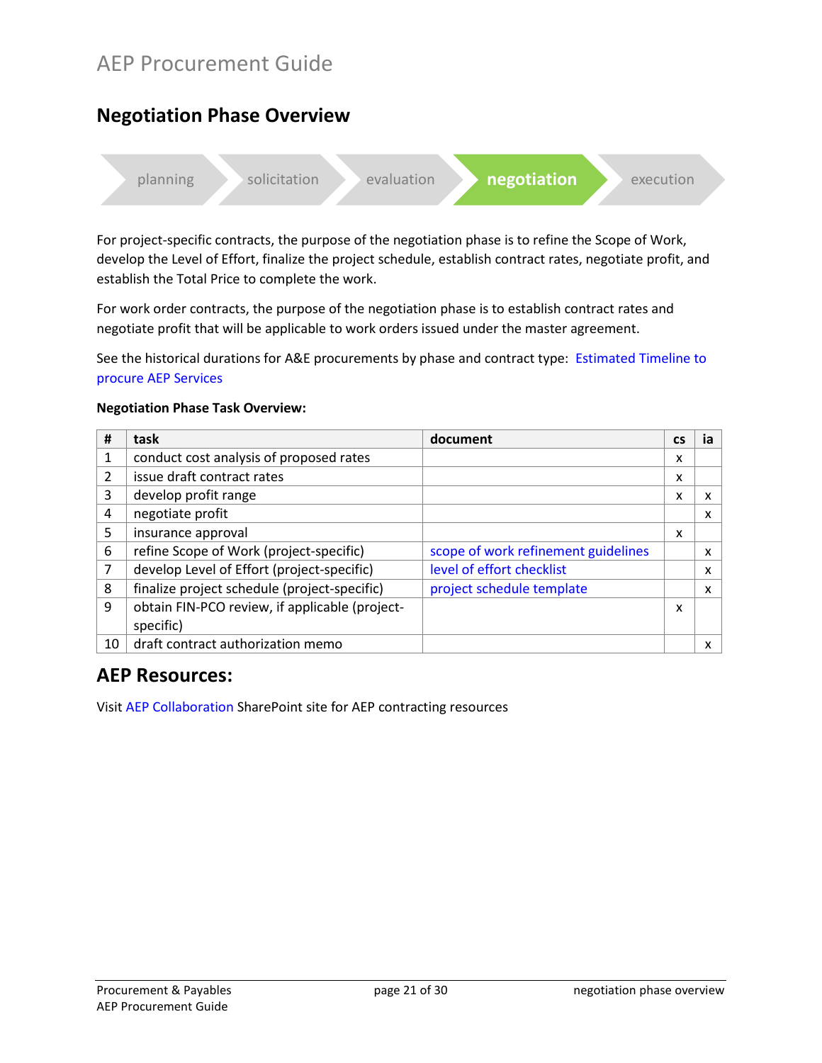# AEP Procurement Guide

## Negotiation Phase Overview

planning → solicitation → evaluation → **negotiation** → execution

For project-specific contracts, the purpose of the negotiation phase is to refine the Scope of Work, develop the Level of Effort, finalize the project schedule, establish contract rates, negotiate profit, and establish the Total Price to complete the work.

For work order contracts, the purpose of the negotiation phase is to establish contract rates and negotiate profit that will be applicable to work orders issued under the master agreement.

See the historical durations for A&E procurements by phase and contract type: Estimated Timeline to procure AEP Services

**Negotiation Phase Task Overview:**

| # | task | document | cs | ia |
|---|---|---|---|---|
| 1 | conduct cost analysis of proposed rates | | x | |
| 2 | issue draft contract rates | | x | |
| 3 | develop profit range | | x | x |
| 4 | negotiate profit | | | x |
| 5 | insurance approval | | x | |
| 6 | refine Scope of Work (project-specific) | scope of work refinement guidelines | | x |
| 7 | develop Level of Effort (project-specific) | level of effort checklist | | x |
| 8 | finalize project schedule (project-specific) | project schedule template | | x |
| 9 | obtain FIN-PCO review, if applicable (project-specific) | | x | |
| 10 | draft contract authorization memo | | | x |

## AEP Resources:

Visit AEP Collaboration SharePoint site for AEP contracting resources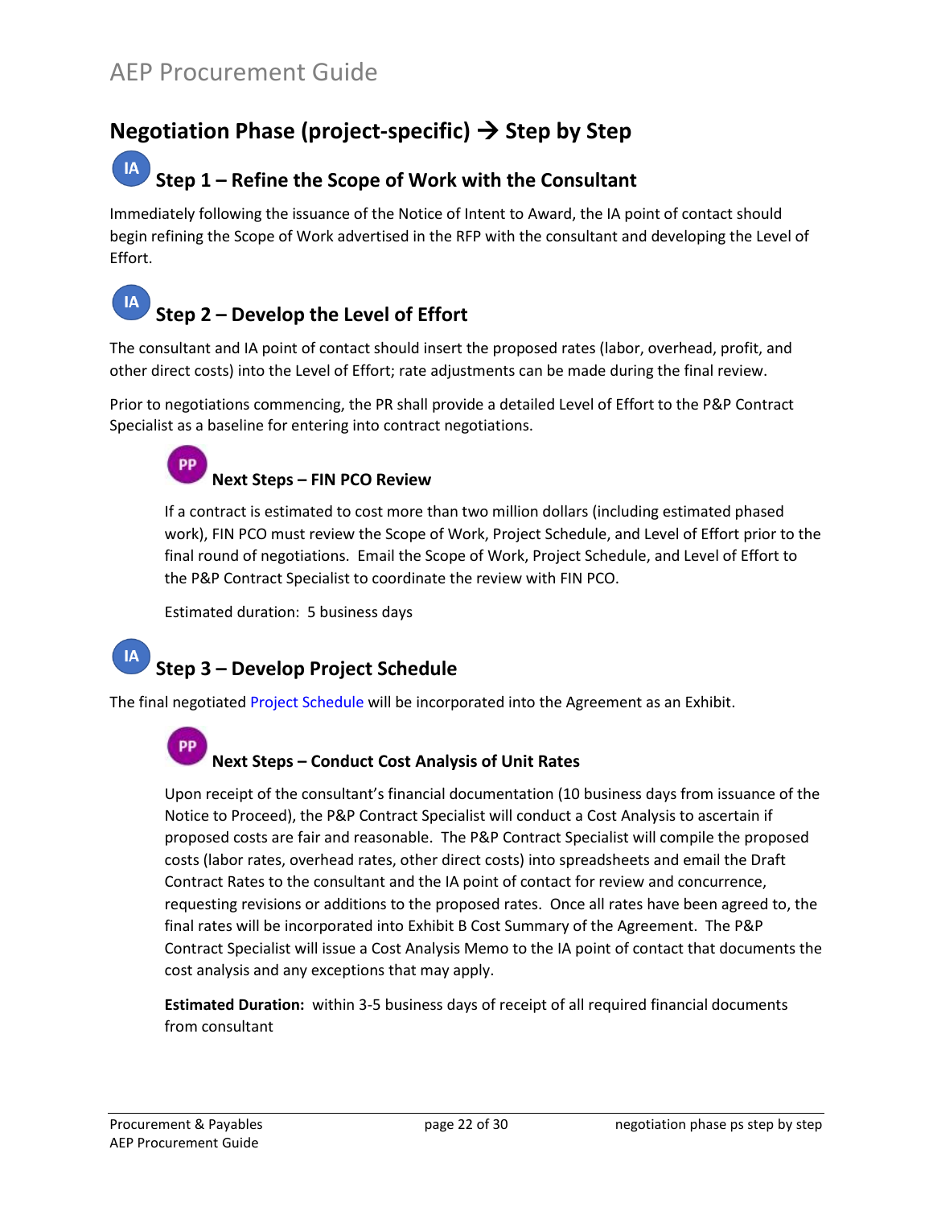## Negotiation Phase (project-specific) → Step by Step

### IA Step 1 – Refine the Scope of Work with the Consultant

Immediately following the issuance of the Notice of Intent to Award, the IA point of contact should begin refining the Scope of Work advertised in the RFP with the consultant and developing the Level of Effort.

### IA Step 2 – Develop the Level of Effort

The consultant and IA point of contact should insert the proposed rates (labor, overhead, profit, and other direct costs) into the Level of Effort; rate adjustments can be made during the final review.

Prior to negotiations commencing, the PR shall provide a detailed Level of Effort to the P&P Contract Specialist as a baseline for entering into contract negotiations.

#### PP Next Steps – FIN PCO Review

If a contract is estimated to cost more than two million dollars (including estimated phased work), FIN PCO must review the Scope of Work, Project Schedule, and Level of Effort prior to the final round of negotiations. Email the Scope of Work, Project Schedule, and Level of Effort to the P&P Contract Specialist to coordinate the review with FIN PCO.

Estimated duration: 5 business days

### IA Step 3 – Develop Project Schedule

The final negotiated Project Schedule will be incorporated into the Agreement as an Exhibit.

#### PP Next Steps – Conduct Cost Analysis of Unit Rates

Upon receipt of the consultant's financial documentation (10 business days from issuance of the Notice to Proceed), the P&P Contract Specialist will conduct a Cost Analysis to ascertain if proposed costs are fair and reasonable. The P&P Contract Specialist will compile the proposed costs (labor rates, overhead rates, other direct costs) into spreadsheets and email the Draft Contract Rates to the consultant and the IA point of contact for review and concurrence, requesting revisions or additions to the proposed rates. Once all rates have been agreed to, the final rates will be incorporated into Exhibit B Cost Summary of the Agreement. The P&P Contract Specialist will issue a Cost Analysis Memo to the IA point of contact that documents the cost analysis and any exceptions that may apply.

**Estimated Duration:** within 3-5 business days of receipt of all required financial documents from consultant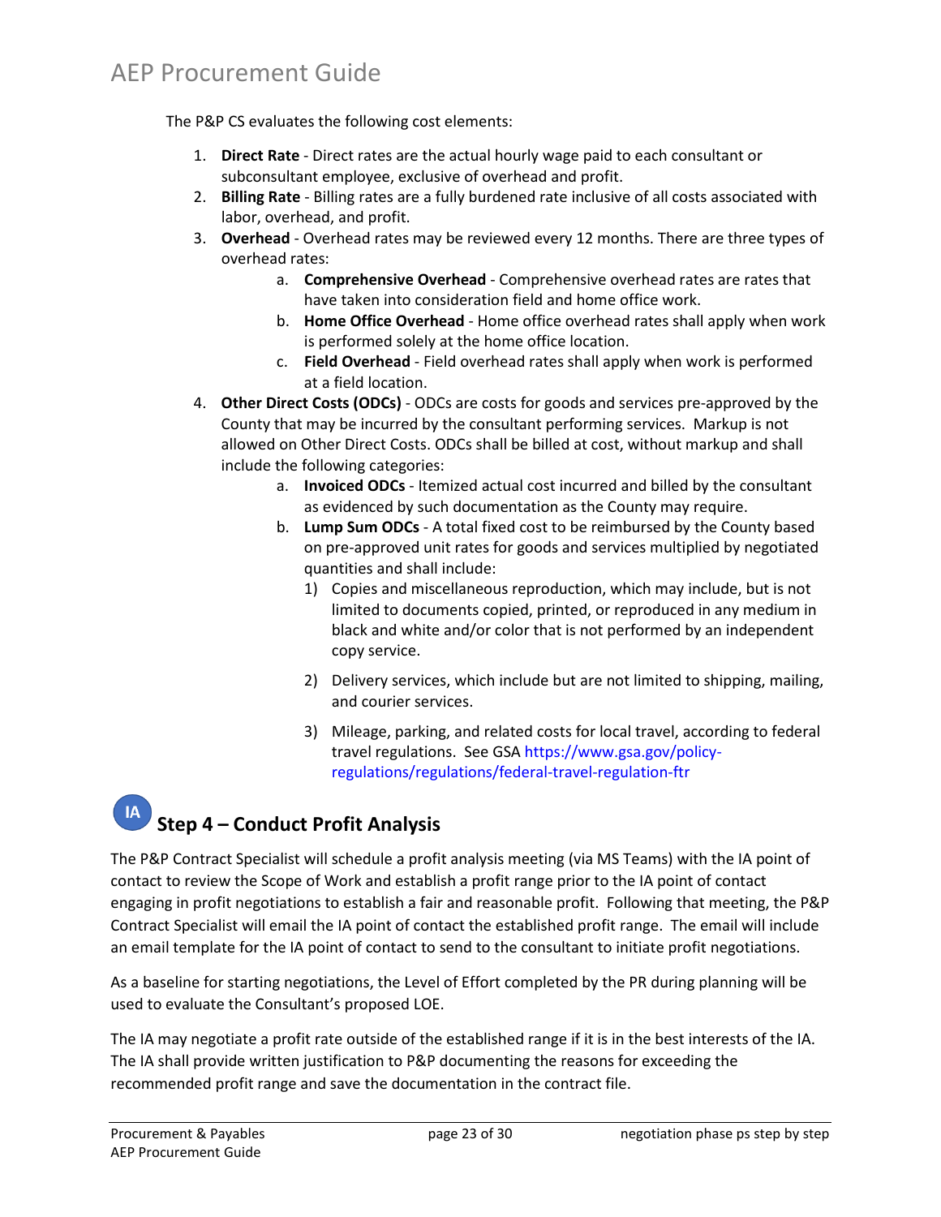The P&P CS evaluates the following cost elements:

1. **Direct Rate** - Direct rates are the actual hourly wage paid to each consultant or subconsultant employee, exclusive of overhead and profit.
2. **Billing Rate** - Billing rates are a fully burdened rate inclusive of all costs associated with labor, overhead, and profit.
3. **Overhead** - Overhead rates may be reviewed every 12 months. There are three types of overhead rates:
   a. **Comprehensive Overhead** - Comprehensive overhead rates are rates that have taken into consideration field and home office work.
   b. **Home Office Overhead** - Home office overhead rates shall apply when work is performed solely at the home office location.
   c. **Field Overhead** - Field overhead rates shall apply when work is performed at a field location.
4. **Other Direct Costs (ODCs)** - ODCs are costs for goods and services pre-approved by the County that may be incurred by the consultant performing services. Markup is not allowed on Other Direct Costs. ODCs shall be billed at cost, without markup and shall include the following categories:
   a. **Invoiced ODCs** - Itemized actual cost incurred and billed by the consultant as evidenced by such documentation as the County may require.
   b. **Lump Sum ODCs** - A total fixed cost to be reimbursed by the County based on pre-approved unit rates for goods and services multiplied by negotiated quantities and shall include:
      1) Copies and miscellaneous reproduction, which may include, but is not limited to documents copied, printed, or reproduced in any medium in black and white and/or color that is not performed by an independent copy service.
      2) Delivery services, which include but are not limited to shipping, mailing, and courier services.
      3) Mileage, parking, and related costs for local travel, according to federal travel regulations. See GSA https://www.gsa.gov/policy-regulations/regulations/federal-travel-regulation-ftr

## IA Step 4 – Conduct Profit Analysis

The P&P Contract Specialist will schedule a profit analysis meeting (via MS Teams) with the IA point of contact to review the Scope of Work and establish a profit range prior to the IA point of contact engaging in profit negotiations to establish a fair and reasonable profit. Following that meeting, the P&P Contract Specialist will email the IA point of contact the established profit range. The email will include an email template for the IA point of contact to send to the consultant to initiate profit negotiations.

As a baseline for starting negotiations, the Level of Effort completed by the PR during planning will be used to evaluate the Consultant's proposed LOE.

The IA may negotiate a profit rate outside of the established range if it is in the best interests of the IA. The IA shall provide written justification to P&P documenting the reasons for exceeding the recommended profit range and save the documentation in the contract file.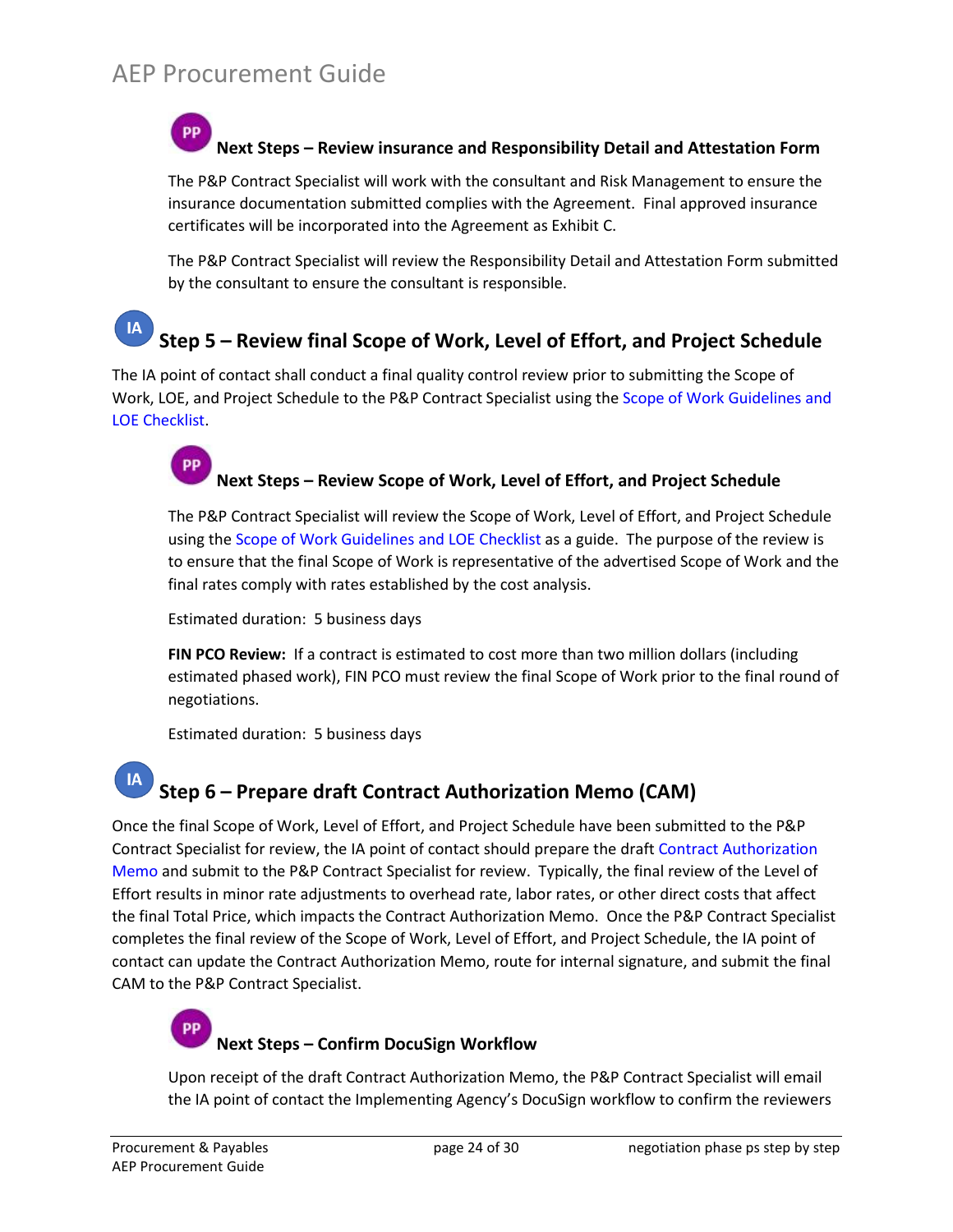PP

#### Next Steps – Review insurance and Responsibility Detail and Attestation Form

The P&P Contract Specialist will work with the consultant and Risk Management to ensure the insurance documentation submitted complies with the Agreement. Final approved insurance certificates will be incorporated into the Agreement as Exhibit C.

The P&P Contract Specialist will review the Responsibility Detail and Attestation Form submitted by the consultant to ensure the consultant is responsible.

IA

### Step 5 – Review final Scope of Work, Level of Effort, and Project Schedule

The IA point of contact shall conduct a final quality control review prior to submitting the Scope of Work, LOE, and Project Schedule to the P&P Contract Specialist using the Scope of Work Guidelines and LOE Checklist.

PP

#### Next Steps – Review Scope of Work, Level of Effort, and Project Schedule

The P&P Contract Specialist will review the Scope of Work, Level of Effort, and Project Schedule using the Scope of Work Guidelines and LOE Checklist as a guide. The purpose of the review is to ensure that the final Scope of Work is representative of the advertised Scope of Work and the final rates comply with rates established by the cost analysis.

Estimated duration: 5 business days

**FIN PCO Review:** If a contract is estimated to cost more than two million dollars (including estimated phased work), FIN PCO must review the final Scope of Work prior to the final round of negotiations.

Estimated duration: 5 business days

IA

### Step 6 – Prepare draft Contract Authorization Memo (CAM)

Once the final Scope of Work, Level of Effort, and Project Schedule have been submitted to the P&P Contract Specialist for review, the IA point of contact should prepare the draft Contract Authorization Memo and submit to the P&P Contract Specialist for review. Typically, the final review of the Level of Effort results in minor rate adjustments to overhead rate, labor rates, or other direct costs that affect the final Total Price, which impacts the Contract Authorization Memo. Once the P&P Contract Specialist completes the final review of the Scope of Work, Level of Effort, and Project Schedule, the IA point of contact can update the Contract Authorization Memo, route for internal signature, and submit the final CAM to the P&P Contract Specialist.

PP

#### Next Steps – Confirm DocuSign Workflow

Upon receipt of the draft Contract Authorization Memo, the P&P Contract Specialist will email the IA point of contact the Implementing Agency's DocuSign workflow to confirm the reviewers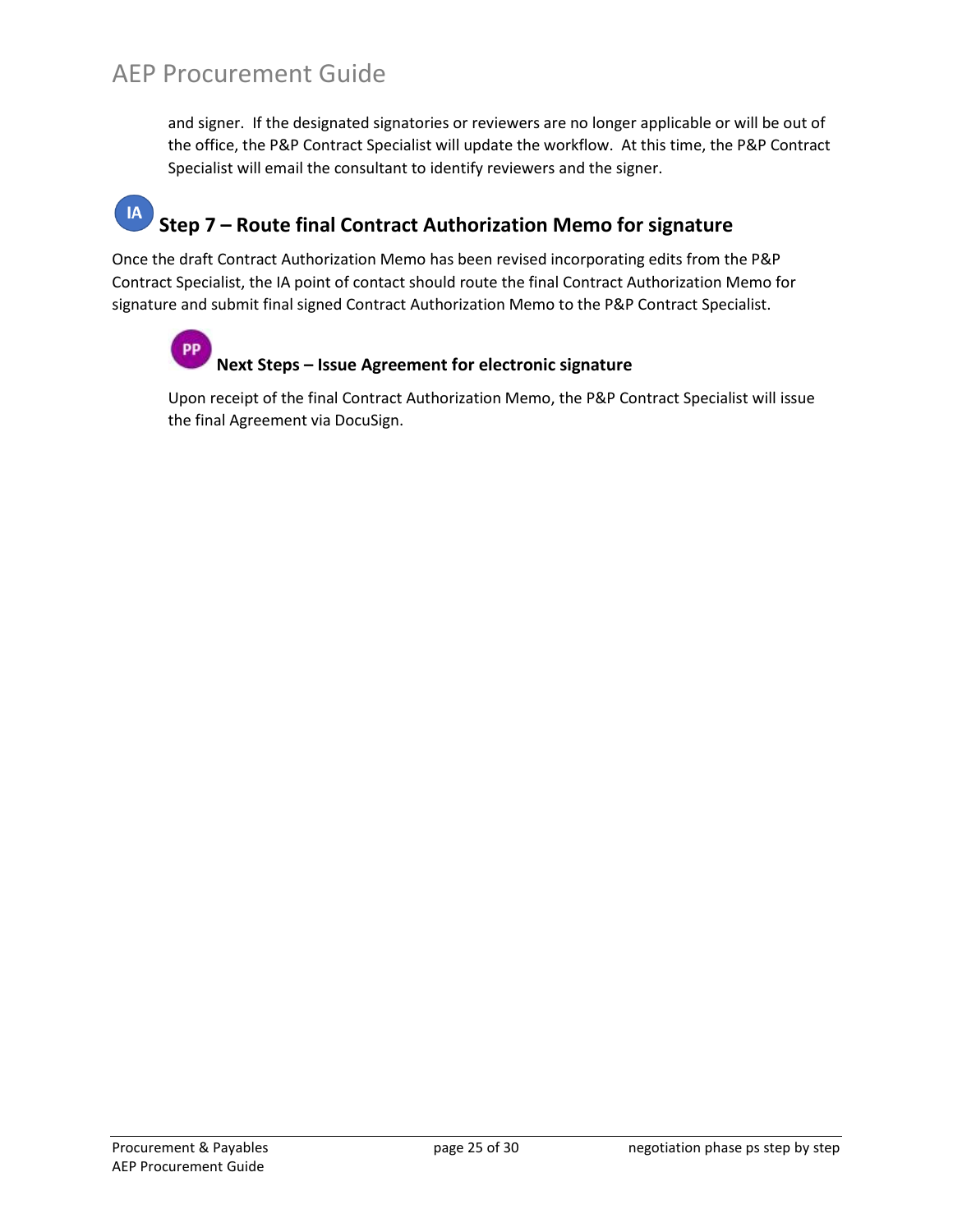and signer. If the designated signatories or reviewers are no longer applicable or will be out of the office, the P&P Contract Specialist will update the workflow. At this time, the P&P Contract Specialist will email the consultant to identify reviewers and the signer.

## IA Step 7 – Route final Contract Authorization Memo for signature

Once the draft Contract Authorization Memo has been revised incorporating edits from the P&P Contract Specialist, the IA point of contact should route the final Contract Authorization Memo for signature and submit final signed Contract Authorization Memo to the P&P Contract Specialist.

### PP Next Steps – Issue Agreement for electronic signature

Upon receipt of the final Contract Authorization Memo, the P&P Contract Specialist will issue the final Agreement via DocuSign.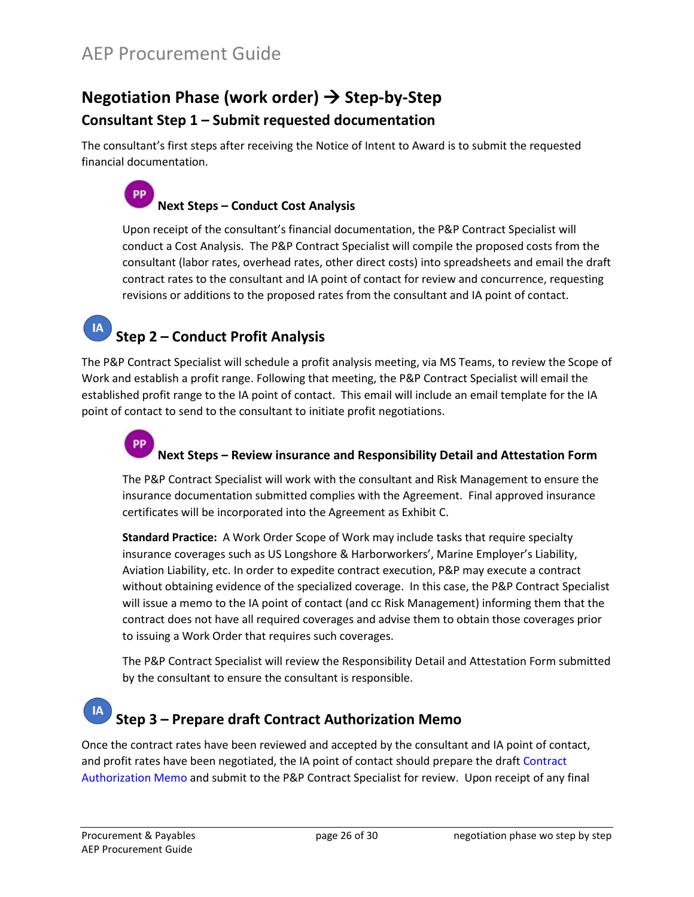## Negotiation Phase (work order) → Step-by-Step

### Consultant Step 1 – Submit requested documentation

The consultant's first steps after receiving the Notice of Intent to Award is to submit the requested financial documentation.

PP

#### Next Steps – Conduct Cost Analysis

Upon receipt of the consultant's financial documentation, the P&P Contract Specialist will conduct a Cost Analysis. The P&P Contract Specialist will compile the proposed costs from the consultant (labor rates, overhead rates, other direct costs) into spreadsheets and email the draft contract rates to the consultant and IA point of contact for review and concurrence, requesting revisions or additions to the proposed rates from the consultant and IA point of contact.

IA

### Step 2 – Conduct Profit Analysis

The P&P Contract Specialist will schedule a profit analysis meeting, via MS Teams, to review the Scope of Work and establish a profit range. Following that meeting, the P&P Contract Specialist will email the established profit range to the IA point of contact. This email will include an email template for the IA point of contact to send to the consultant to initiate profit negotiations.

PP

#### Next Steps – Review insurance and Responsibility Detail and Attestation Form

The P&P Contract Specialist will work with the consultant and Risk Management to ensure the insurance documentation submitted complies with the Agreement. Final approved insurance certificates will be incorporated into the Agreement as Exhibit C.

**Standard Practice:** A Work Order Scope of Work may include tasks that require specialty insurance coverages such as US Longshore & Harborworkers', Marine Employer's Liability, Aviation Liability, etc. In order to expedite contract execution, P&P may execute a contract without obtaining evidence of the specialized coverage. In this case, the P&P Contract Specialist will issue a memo to the IA point of contact (and cc Risk Management) informing them that the contract does not have all required coverages and advise them to obtain those coverages prior to issuing a Work Order that requires such coverages.

The P&P Contract Specialist will review the Responsibility Detail and Attestation Form submitted by the consultant to ensure the consultant is responsible.

IA

### Step 3 – Prepare draft Contract Authorization Memo

Once the contract rates have been reviewed and accepted by the consultant and IA point of contact, and profit rates have been negotiated, the IA point of contact should prepare the draft Contract Authorization Memo and submit to the P&P Contract Specialist for review. Upon receipt of any final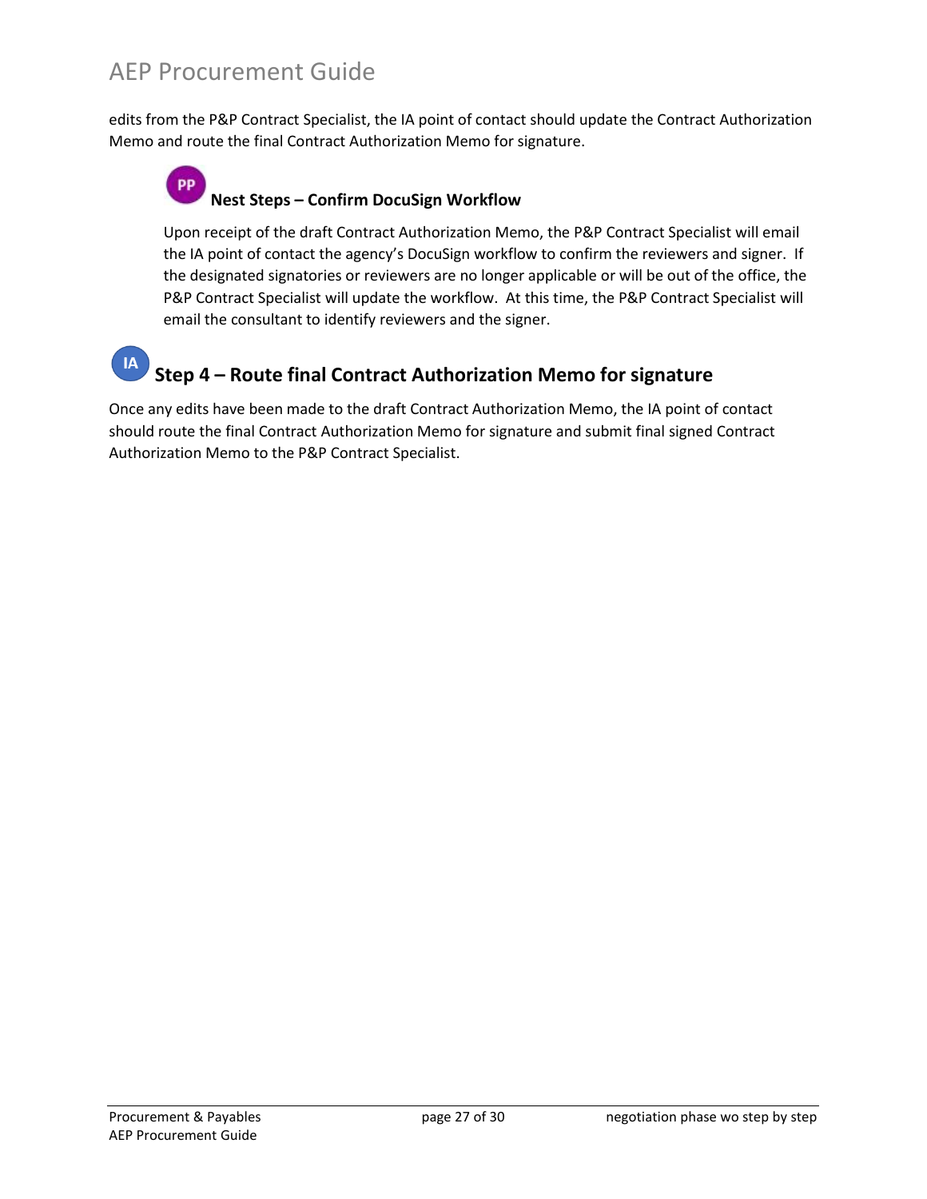edits from the P&P Contract Specialist, the IA point of contact should update the Contract Authorization Memo and route the final Contract Authorization Memo for signature.

### PP Nest Steps – Confirm DocuSign Workflow

Upon receipt of the draft Contract Authorization Memo, the P&P Contract Specialist will email the IA point of contact the agency's DocuSign workflow to confirm the reviewers and signer. If the designated signatories or reviewers are no longer applicable or will be out of the office, the P&P Contract Specialist will update the workflow. At this time, the P&P Contract Specialist will email the consultant to identify reviewers and the signer.

## IA Step 4 – Route final Contract Authorization Memo for signature

Once any edits have been made to the draft Contract Authorization Memo, the IA point of contact should route the final Contract Authorization Memo for signature and submit final signed Contract Authorization Memo to the P&P Contract Specialist.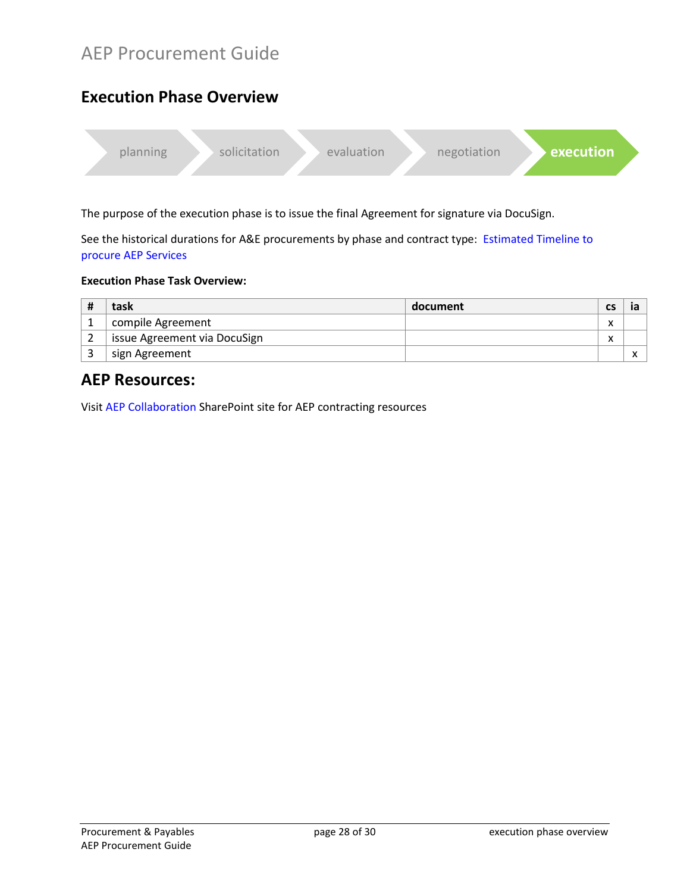# Execution Phase Overview

planning → solicitation → evaluation → negotiation → **execution**

The purpose of the execution phase is to issue the final Agreement for signature via DocuSign.

See the historical durations for A&E procurements by phase and contract type: Estimated Timeline to procure AEP Services

**Execution Phase Task Overview:**

| # | task | document | cs | ia |
|---|---|---|---|---|
| 1 | compile Agreement | | x | |
| 2 | issue Agreement via DocuSign | | x | |
| 3 | sign Agreement | | | x |

## AEP Resources:

Visit AEP Collaboration SharePoint site for AEP contracting resources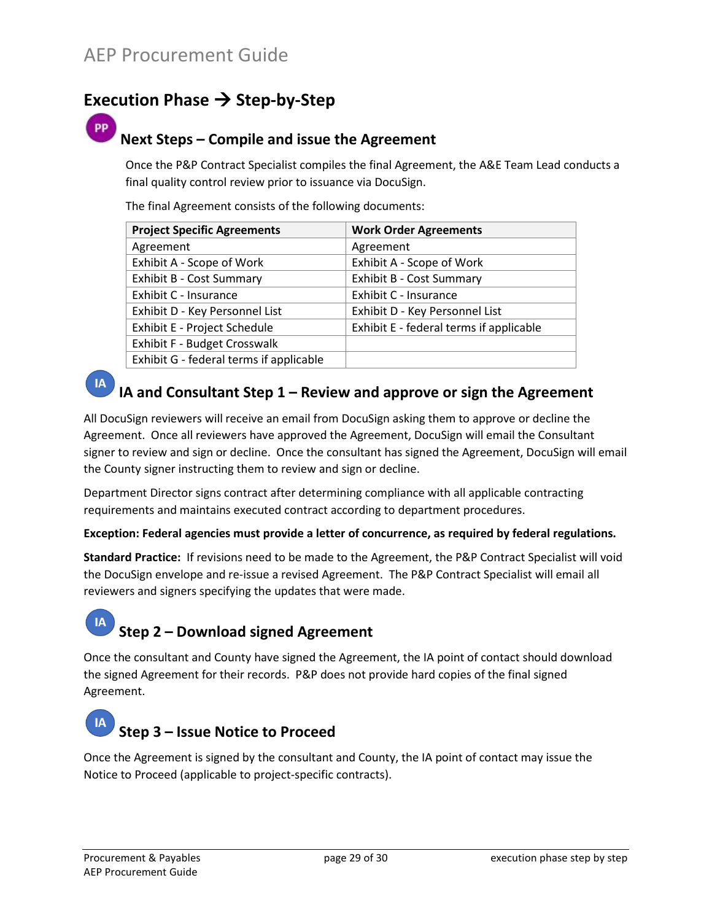## Execution Phase → Step-by-Step

PP

### Next Steps – Compile and issue the Agreement

Once the P&P Contract Specialist compiles the final Agreement, the A&E Team Lead conducts a final quality control review prior to issuance via DocuSign.

The final Agreement consists of the following documents:

| Project Specific Agreements | Work Order Agreements |
|---|---|
| Agreement | Agreement |
| Exhibit A - Scope of Work | Exhibit A - Scope of Work |
| Exhibit B - Cost Summary | Exhibit B - Cost Summary |
| Exhibit C - Insurance | Exhibit C - Insurance |
| Exhibit D - Key Personnel List | Exhibit D - Key Personnel List |
| Exhibit E - Project Schedule | Exhibit E - federal terms if applicable |
| Exhibit F - Budget Crosswalk | |
| Exhibit G - federal terms if applicable | |

IA

### IA and Consultant Step 1 – Review and approve or sign the Agreement

All DocuSign reviewers will receive an email from DocuSign asking them to approve or decline the Agreement. Once all reviewers have approved the Agreement, DocuSign will email the Consultant signer to review and sign or decline. Once the consultant has signed the Agreement, DocuSign will email the County signer instructing them to review and sign or decline.

Department Director signs contract after determining compliance with all applicable contracting requirements and maintains executed contract according to department procedures.

**Exception: Federal agencies must provide a letter of concurrence, as required by federal regulations.**

**Standard Practice:** If revisions need to be made to the Agreement, the P&P Contract Specialist will void the DocuSign envelope and re-issue a revised Agreement. The P&P Contract Specialist will email all reviewers and signers specifying the updates that were made.

IA

### Step 2 – Download signed Agreement

Once the consultant and County have signed the Agreement, the IA point of contact should download the signed Agreement for their records. P&P does not provide hard copies of the final signed Agreement.

IA

### Step 3 – Issue Notice to Proceed

Once the Agreement is signed by the consultant and County, the IA point of contact may issue the Notice to Proceed (applicable to project-specific contracts).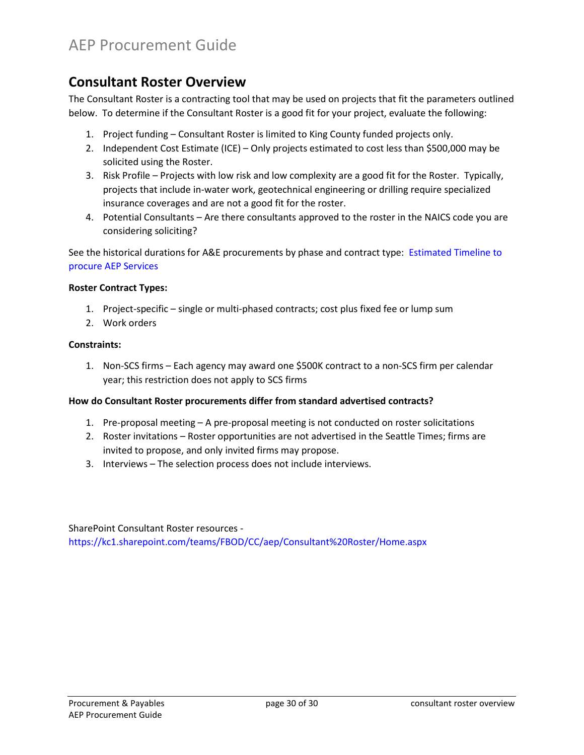## Consultant Roster Overview

The Consultant Roster is a contracting tool that may be used on projects that fit the parameters outlined below. To determine if the Consultant Roster is a good fit for your project, evaluate the following:

1. Project funding – Consultant Roster is limited to King County funded projects only.
2. Independent Cost Estimate (ICE) – Only projects estimated to cost less than $500,000 may be solicited using the Roster.
3. Risk Profile – Projects with low risk and low complexity are a good fit for the Roster. Typically, projects that include in-water work, geotechnical engineering or drilling require specialized insurance coverages and are not a good fit for the roster.
4. Potential Consultants – Are there consultants approved to the roster in the NAICS code you are considering soliciting?

See the historical durations for A&E procurements by phase and contract type: Estimated Timeline to procure AEP Services

**Roster Contract Types:**

1. Project-specific – single or multi-phased contracts; cost plus fixed fee or lump sum
2. Work orders

**Constraints:**

1. Non-SCS firms – Each agency may award one $500K contract to a non-SCS firm per calendar year; this restriction does not apply to SCS firms

**How do Consultant Roster procurements differ from standard advertised contracts?**

1. Pre-proposal meeting – A pre-proposal meeting is not conducted on roster solicitations
2. Roster invitations – Roster opportunities are not advertised in the Seattle Times; firms are invited to propose, and only invited firms may propose.
3. Interviews – The selection process does not include interviews.

SharePoint Consultant Roster resources - https://kc1.sharepoint.com/teams/FBOD/CC/aep/Consultant%20Roster/Home.aspx